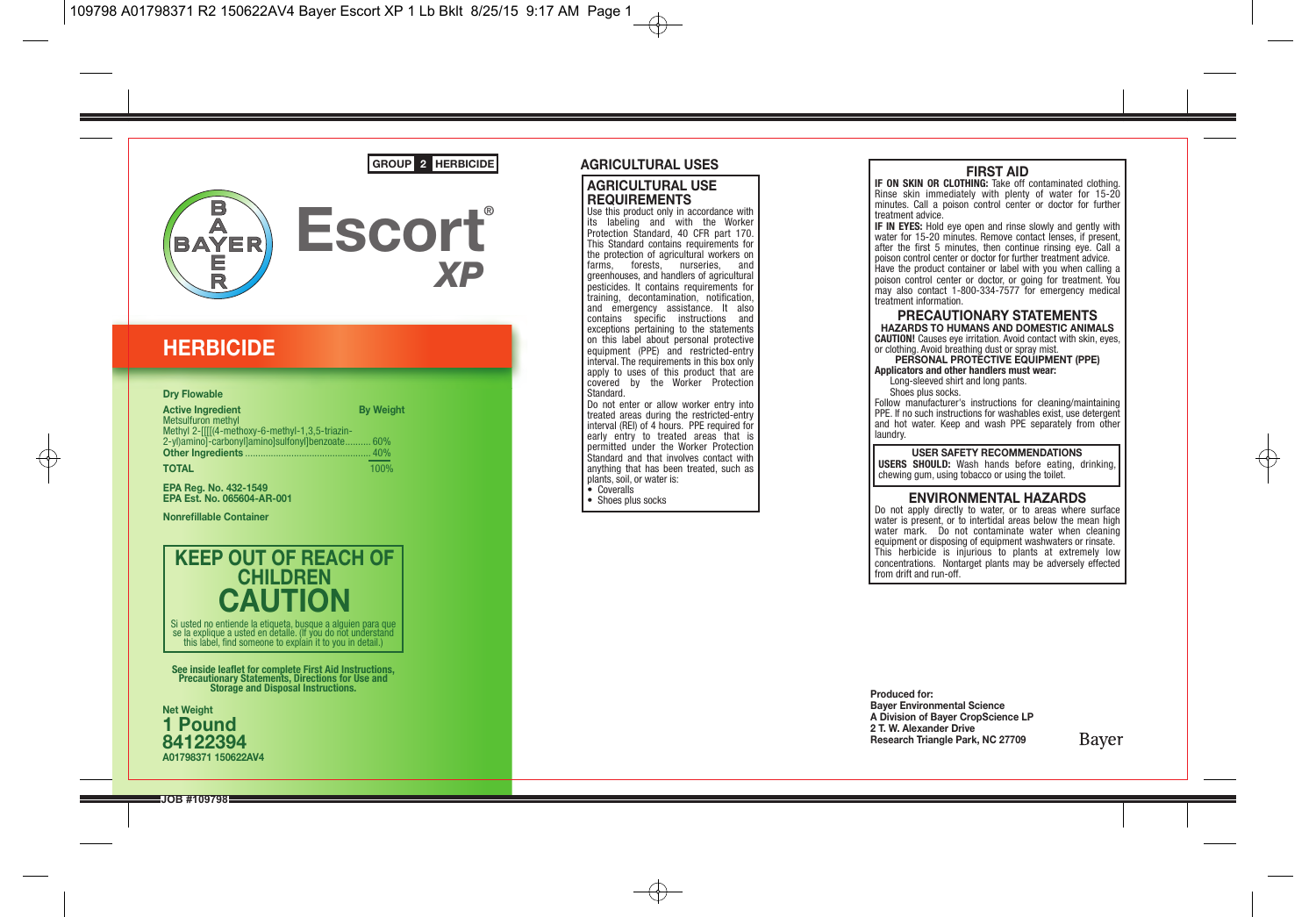GROUP **2** HERBICIDE

# Escort® *XP*

## HERBICIDE

**Dry Flowable**

| Active Ingredient | By Weight |
|---|---|
| Metsulfuron methyl<br>Methyl 2-[[[[(4-methoxy-6-methyl-1,3,5-triazin-2-yl)amino]-carbonyl]amino]sulfonyl]benzoate | 60% |
| **Other Ingredients** | 40% |
| **TOTAL** | 100% |

**EPA Reg. No. 432-1549**
**EPA Est. No. 065604-AR-001**

**Nonrefillable Container**

## KEEP OUT OF REACH OF CHILDREN
## CAUTION

Si usted no entiende la etiqueta, busque a alguien para que se la explique a usted en detalle. (If you do not understand this label, find someone to explain it to you in detail.)

**See inside leaflet for complete First Aid Instructions, Precautionary Statements, Directions for Use and Storage and Disposal Instructions.**

**Net Weight**
**1 Pound**
**84122394**
**A01798371 150622AV4**

## AGRICULTURAL USES

### AGRICULTURAL USE REQUIREMENTS

Use this product only in accordance with its labeling and with the Worker Protection Standard, 40 CFR part 170. This Standard contains requirements for the protection of agricultural workers on farms, forests, nurseries, and greenhouses, and handlers of agricultural pesticides. It contains requirements for training, decontamination, notification, and emergency assistance. It also contains specific instructions and exceptions pertaining to the statements on this label about personal protective equipment (PPE) and restricted-entry interval. The requirements in this box only apply to uses of this product that are covered by the Worker Protection Standard.

Do not enter or allow worker entry into treated areas during the restricted-entry interval (REI) of 4 hours. PPE required for early entry to treated areas that is permitted under the Worker Protection Standard and that involves contact with anything that has been treated, such as plants, soil, or water is:

- Coveralls
- Shoes plus socks

## FIRST AID

**IF ON SKIN OR CLOTHING:** Take off contaminated clothing. Rinse skin immediately with plenty of water for 15-20 minutes. Call a poison control center or doctor for further treatment advice.

**IF IN EYES:** Hold eye open and rinse slowly and gently with water for 15-20 minutes. Remove contact lenses, if present, after the first 5 minutes, then continue rinsing eye. Call a poison control center or doctor for further treatment advice.

Have the product container or label with you when calling a poison control center or doctor, or going for treatment. You may also contact 1-800-334-7577 for emergency medical treatment information.

## PRECAUTIONARY STATEMENTS

### HAZARDS TO HUMANS AND DOMESTIC ANIMALS

**CAUTION!** Causes eye irritation. Avoid contact with skin, eyes, or clothing. Avoid breathing dust or spray mist.

### PERSONAL PROTECTIVE EQUIPMENT (PPE)

**Applicators and other handlers must wear:**
Long-sleeved shirt and long pants.
Shoes plus socks.

Follow manufacturer's instructions for cleaning/maintaining PPE. If no such instructions for washables exist, use detergent and hot water. Keep and wash PPE separately from other laundry.

### USER SAFETY RECOMMENDATIONS

**USERS SHOULD:** Wash hands before eating, drinking, chewing gum, using tobacco or using the toilet.

### ENVIRONMENTAL HAZARDS

Do not apply directly to water, or to areas where surface water is present, or to intertidal areas below the mean high water mark. Do not contaminate water when cleaning equipment or disposing of equipment washwaters or rinsate. This herbicide is injurious to plants at extremely low concentrations. Nontarget plants may be adversely effected from drift and run-off.

**Produced for:**
**Bayer Environmental Science**
**A Division of Bayer CropScience LP**
**2 T. W. Alexander Drive**
**Research Triangle Park, NC 27709**

Bayer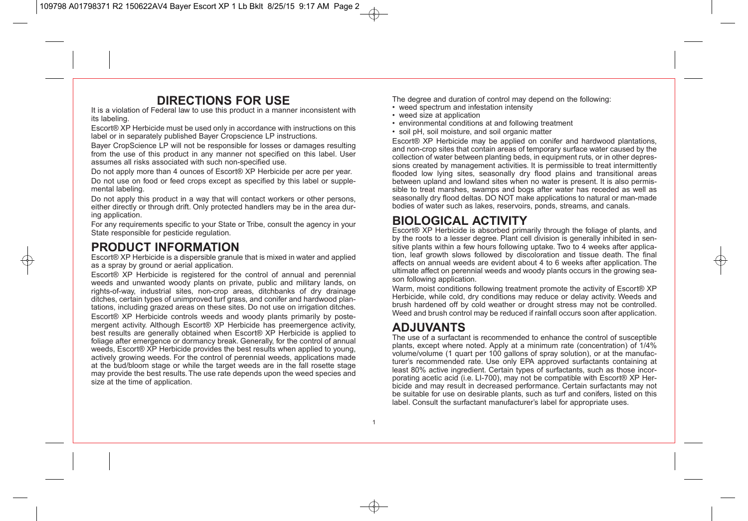# DIRECTIONS FOR USE

It is a violation of Federal law to use this product in a manner inconsistent with its labeling.

Escort® XP Herbicide must be used only in accordance with instructions on this label or in separately published Bayer Cropscience LP instructions.

Bayer CropScience LP will not be responsible for losses or damages resulting from the use of this product in any manner not specified on this label. User assumes all risks associated with such non-specified use.

Do not apply more than 4 ounces of Escort® XP Herbicide per acre per year.

Do not use on food or feed crops except as specified by this label or supplemental labeling.

Do not apply this product in a way that will contact workers or other persons, either directly or through drift. Only protected handlers may be in the area during application.

For any requirements specific to your State or Tribe, consult the agency in your State responsible for pesticide regulation.

# PRODUCT INFORMATION

Escort® XP Herbicide is a dispersible granule that is mixed in water and applied as a spray by ground or aerial application.

Escort® XP Herbicide is registered for the control of annual and perennial weeds and unwanted woody plants on private, public and military lands, on rights-of-way, industrial sites, non-crop areas, ditchbanks of dry drainage ditches, certain types of unimproved turf grass, and conifer and hardwood plantations, including grazed areas on these sites. Do not use on irrigation ditches.

Escort® XP Herbicide controls weeds and woody plants primarily by postemergent activity. Although Escort® XP Herbicide has preemergence activity, best results are generally obtained when Escort® XP Herbicide is applied to foliage after emergence or dormancy break. Generally, for the control of annual weeds, Escort® XP Herbicide provides the best results when applied to young, actively growing weeds. For the control of perennial weeds, applications made at the bud/bloom stage or while the target weeds are in the fall rosette stage may provide the best results. The use rate depends upon the weed species and size at the time of application.

The degree and duration of control may depend on the following:

- weed spectrum and infestation intensity
- weed size at application
- environmental conditions at and following treatment
- soil pH, soil moisture, and soil organic matter

Escort® XP Herbicide may be applied on conifer and hardwood plantations, and non-crop sites that contain areas of temporary surface water caused by the collection of water between planting beds, in equipment ruts, or in other depressions created by management activities. It is permissible to treat intermittently flooded low lying sites, seasonally dry flood plains and transitional areas between upland and lowland sites when no water is present. It is also permissible to treat marshes, swamps and bogs after water has receded as well as seasonally dry flood deltas. DO NOT make applications to natural or man-made bodies of water such as lakes, reservoirs, ponds, streams, and canals.

# BIOLOGICAL ACTIVITY

Escort® XP Herbicide is absorbed primarily through the foliage of plants, and by the roots to a lesser degree. Plant cell division is generally inhibited in sensitive plants within a few hours following uptake. Two to 4 weeks after application, leaf growth slows followed by discoloration and tissue death. The final affects on annual weeds are evident about 4 to 6 weeks after application. The ultimate affect on perennial weeds and woody plants occurs in the growing season following application.

Warm, moist conditions following treatment promote the activity of Escort® XP Herbicide, while cold, dry conditions may reduce or delay activity. Weeds and brush hardened off by cold weather or drought stress may not be controlled. Weed and brush control may be reduced if rainfall occurs soon after application.

# ADJUVANTS

The use of a surfactant is recommended to enhance the control of susceptible plants, except where noted. Apply at a minimum rate (concentration) of 1/4% volume/volume (1 quart per 100 gallons of spray solution), or at the manufacturer's recommended rate. Use only EPA approved surfactants containing at least 80% active ingredient. Certain types of surfactants, such as those incorporating acetic acid (i.e. LI-700), may not be compatible with Escort® XP Herbicide and may result in decreased performance. Certain surfactants may not be suitable for use on desirable plants, such as turf and conifers, listed on this label. Consult the surfactant manufacturer's label for appropriate uses.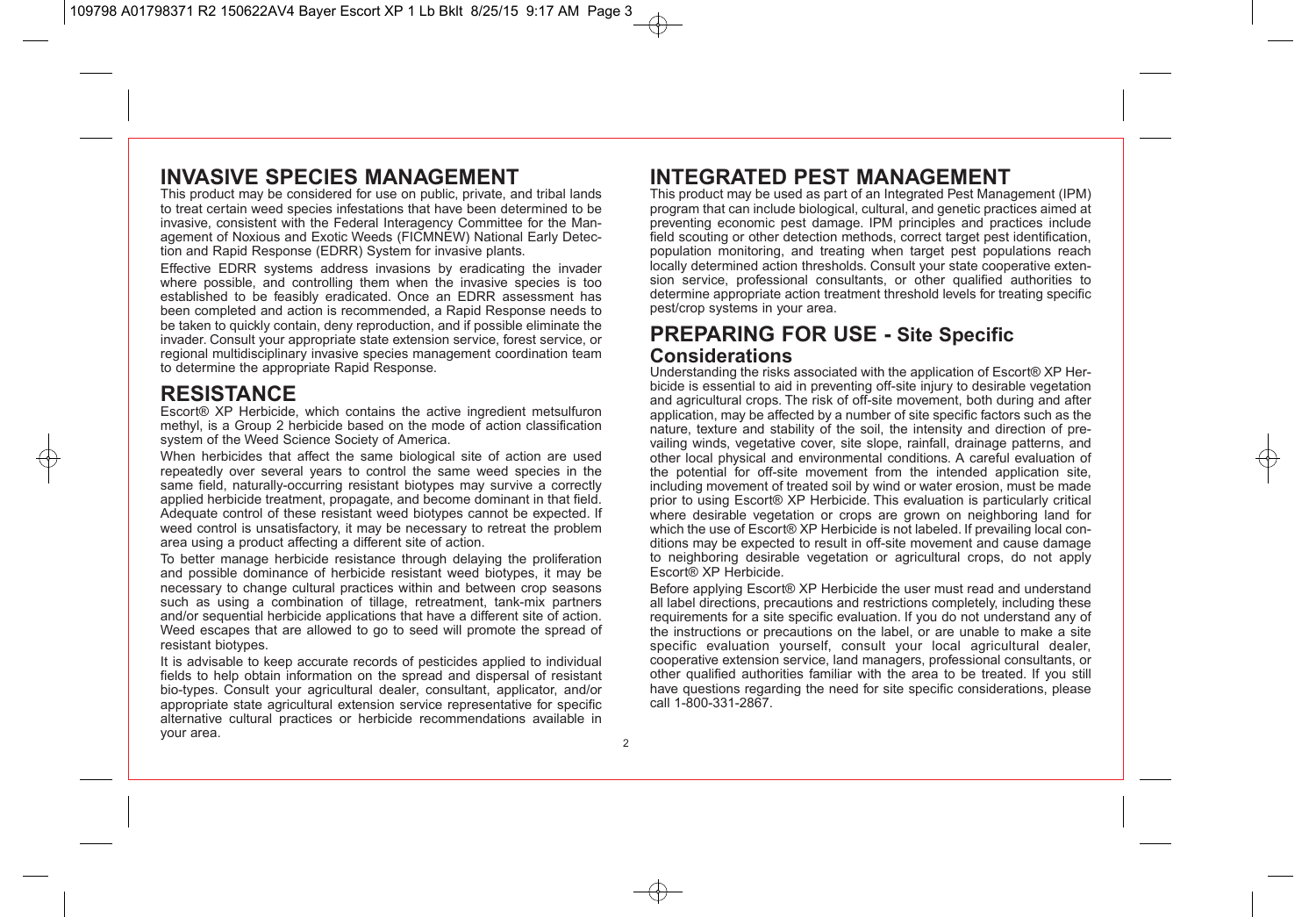## INVASIVE SPECIES MANAGEMENT

This product may be considered for use on public, private, and tribal lands to treat certain weed species infestations that have been determined to be invasive, consistent with the Federal Interagency Committee for the Management of Noxious and Exotic Weeds (FICMNEW) National Early Detection and Rapid Response (EDRR) System for invasive plants.

Effective EDRR systems address invasions by eradicating the invader where possible, and controlling them when the invasive species is too established to be feasibly eradicated. Once an EDRR assessment has been completed and action is recommended, a Rapid Response needs to be taken to quickly contain, deny reproduction, and if possible eliminate the invader. Consult your appropriate state extension service, forest service, or regional multidisciplinary invasive species management coordination team to determine the appropriate Rapid Response.

## RESISTANCE

Escort® XP Herbicide, which contains the active ingredient metsulfuron methyl, is a Group 2 herbicide based on the mode of action classification system of the Weed Science Society of America.

When herbicides that affect the same biological site of action are used repeatedly over several years to control the same weed species in the same field, naturally-occurring resistant biotypes may survive a correctly applied herbicide treatment, propagate, and become dominant in that field. Adequate control of these resistant weed biotypes cannot be expected. If weed control is unsatisfactory, it may be necessary to retreat the problem area using a product affecting a different site of action.

To better manage herbicide resistance through delaying the proliferation and possible dominance of herbicide resistant weed biotypes, it may be necessary to change cultural practices within and between crop seasons such as using a combination of tillage, retreatment, tank-mix partners and/or sequential herbicide applications that have a different site of action. Weed escapes that are allowed to go to seed will promote the spread of resistant biotypes.

It is advisable to keep accurate records of pesticides applied to individual fields to help obtain information on the spread and dispersal of resistant bio-types. Consult your agricultural dealer, consultant, applicator, and/or appropriate state agricultural extension service representative for specific alternative cultural practices or herbicide recommendations available in your area.

## INTEGRATED PEST MANAGEMENT

This product may be used as part of an Integrated Pest Management (IPM) program that can include biological, cultural, and genetic practices aimed at preventing economic pest damage. IPM principles and practices include field scouting or other detection methods, correct target pest identification, population monitoring, and treating when target pest populations reach locally determined action thresholds. Consult your state cooperative extension service, professional consultants, or other qualified authorities to determine appropriate action treatment threshold levels for treating specific pest/crop systems in your area.

## PREPARING FOR USE - Site Specific Considerations

Understanding the risks associated with the application of Escort® XP Herbicide is essential to aid in preventing off-site injury to desirable vegetation and agricultural crops. The risk of off-site movement, both during and after application, may be affected by a number of site specific factors such as the nature, texture and stability of the soil, the intensity and direction of prevailing winds, vegetative cover, site slope, rainfall, drainage patterns, and other local physical and environmental conditions. A careful evaluation of the potential for off-site movement from the intended application site, including movement of treated soil by wind or water erosion, must be made prior to using Escort® XP Herbicide. This evaluation is particularly critical where desirable vegetation or crops are grown on neighboring land for which the use of Escort® XP Herbicide is not labeled. If prevailing local conditions may be expected to result in off-site movement and cause damage to neighboring desirable vegetation or agricultural crops, do not apply Escort® XP Herbicide.

Before applying Escort® XP Herbicide the user must read and understand all label directions, precautions and restrictions completely, including these requirements for a site specific evaluation. If you do not understand any of the instructions or precautions on the label, or are unable to make a site specific evaluation yourself, consult your local agricultural dealer, cooperative extension service, land managers, professional consultants, or other qualified authorities familiar with the area to be treated. If you still have questions regarding the need for site specific considerations, please call 1-800-331-2867.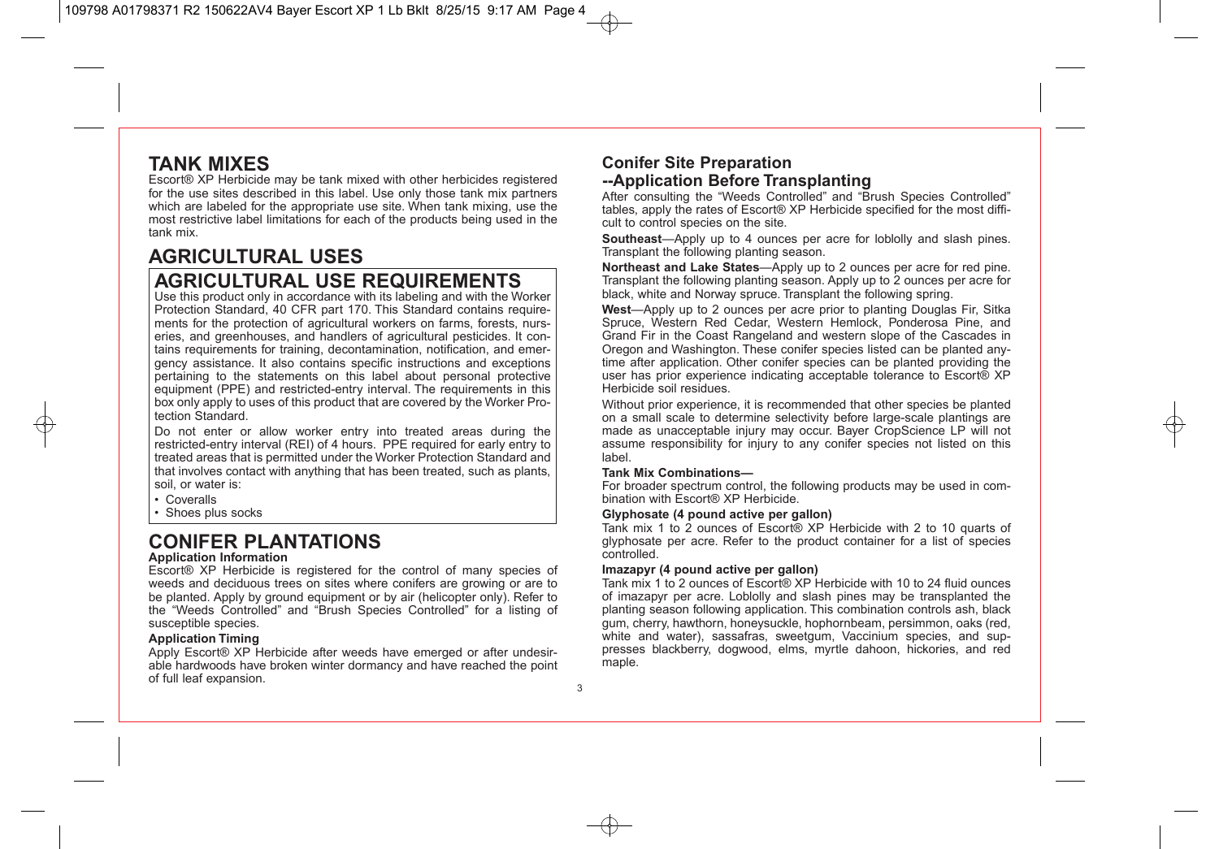## TANK MIXES

Escort® XP Herbicide may be tank mixed with other herbicides registered for the use sites described in this label. Use only those tank mix partners which are labeled for the appropriate use site. When tank mixing, use the most restrictive label limitations for each of the products being used in the tank mix.

## AGRICULTURAL USES

### AGRICULTURAL USE REQUIREMENTS

Use this product only in accordance with its labeling and with the Worker Protection Standard, 40 CFR part 170. This Standard contains requirements for the protection of agricultural workers on farms, forests, nurseries, and greenhouses, and handlers of agricultural pesticides. It contains requirements for training, decontamination, notification, and emergency assistance. It also contains specific instructions and exceptions pertaining to the statements on this label about personal protective equipment (PPE) and restricted-entry interval. The requirements in this box only apply to uses of this product that are covered by the Worker Protection Standard.

Do not enter or allow worker entry into treated areas during the restricted-entry interval (REI) of 4 hours. PPE required for early entry to treated areas that is permitted under the Worker Protection Standard and that involves contact with anything that has been treated, such as plants, soil, or water is:

- Coveralls
- Shoes plus socks

## CONIFER PLANTATIONS

**Application Information**

Escort® XP Herbicide is registered for the control of many species of weeds and deciduous trees on sites where conifers are growing or are to be planted. Apply by ground equipment or by air (helicopter only). Refer to the "Weeds Controlled" and "Brush Species Controlled" for a listing of susceptible species.

**Application Timing**

Apply Escort® XP Herbicide after weeds have emerged or after undesirable hardwoods have broken winter dormancy and have reached the point of full leaf expansion.

### Conifer Site Preparation --Application Before Transplanting

After consulting the "Weeds Controlled" and "Brush Species Controlled" tables, apply the rates of Escort® XP Herbicide specified for the most difficult to control species on the site.

**Southeast**—Apply up to 4 ounces per acre for loblolly and slash pines. Transplant the following planting season.

**Northeast and Lake States**—Apply up to 2 ounces per acre for red pine. Transplant the following planting season. Apply up to 2 ounces per acre for black, white and Norway spruce. Transplant the following spring.

**West**—Apply up to 2 ounces per acre prior to planting Douglas Fir, Sitka Spruce, Western Red Cedar, Western Hemlock, Ponderosa Pine, and Grand Fir in the Coast Rangeland and western slope of the Cascades in Oregon and Washington. These conifer species listed can be planted anytime after application. Other conifer species can be planted providing the user has prior experience indicating acceptable tolerance to Escort® XP Herbicide soil residues.

Without prior experience, it is recommended that other species be planted on a small scale to determine selectivity before large-scale plantings are made as unacceptable injury may occur. Bayer CropScience LP will not assume responsibility for injury to any conifer species not listed on this label.

**Tank Mix Combinations—**

For broader spectrum control, the following products may be used in combination with Escort® XP Herbicide.

**Glyphosate (4 pound active per gallon)**

Tank mix 1 to 2 ounces of Escort® XP Herbicide with 2 to 10 quarts of glyphosate per acre. Refer to the product container for a list of species controlled.

**Imazapyr (4 pound active per gallon)**

Tank mix 1 to 2 ounces of Escort® XP Herbicide with 10 to 24 fluid ounces of imazapyr per acre. Loblolly and slash pines may be transplanted the planting season following application. This combination controls ash, black gum, cherry, hawthorn, honeysuckle, hophornbeam, persimmon, oaks (red, white and water), sassafras, sweetgum, Vaccinium species, and suppresses blackberry, dogwood, elms, myrtle dahoon, hickories, and red maple.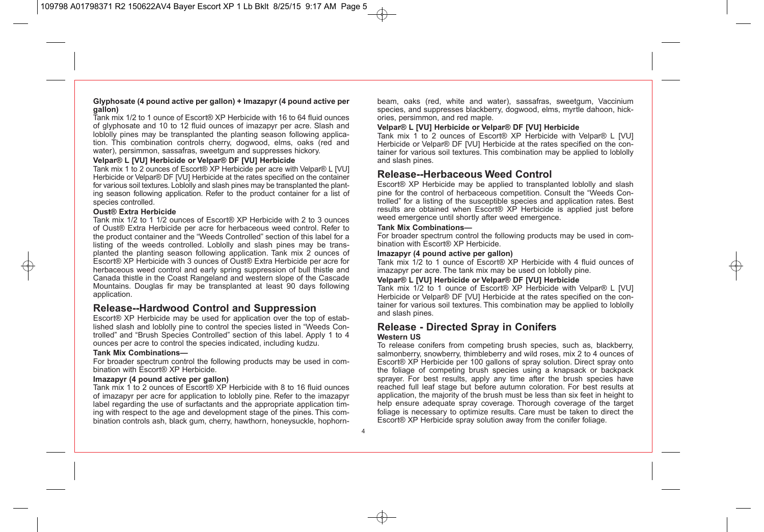**Glyphosate (4 pound active per gallon) + Imazapyr (4 pound active per gallon)**

Tank mix 1/2 to 1 ounce of Escort® XP Herbicide with 16 to 64 fluid ounces of glyphosate and 10 to 12 fluid ounces of imazapyr per acre. Slash and loblolly pines may be transplanted the planting season following application. This combination controls cherry, dogwood, elms, oaks (red and water), persimmon, sassafras, sweetgum and suppresses hickory.

**Velpar® L [VU] Herbicide or Velpar® DF [VU] Herbicide**

Tank mix 1 to 2 ounces of Escort® XP Herbicide per acre with Velpar® L [VU] Herbicide or Velpar® DF [VU] Herbicide at the rates specified on the container for various soil textures. Loblolly and slash pines may be transplanted the planting season following application. Refer to the product container for a list of species controlled.

**Oust® Extra Herbicide**

Tank mix 1/2 to 1 1/2 ounces of Escort® XP Herbicide with 2 to 3 ounces of Oust® Extra Herbicide per acre for herbaceous weed control. Refer to the product container and the "Weeds Controlled" section of this label for a listing of the weeds controlled. Loblolly and slash pines may be transplanted the planting season following application. Tank mix 2 ounces of Escort® XP Herbicide with 3 ounces of Oust® Extra Herbicide per acre for herbaceous weed control and early spring suppression of bull thistle and Canada thistle in the Coast Rangeland and western slope of the Cascade Mountains. Douglas fir may be transplanted at least 90 days following application.

## Release--Hardwood Control and Suppression

Escort® XP Herbicide may be used for application over the top of established slash and loblolly pine to control the species listed in "Weeds Controlled" and "Brush Species Controlled" section of this label. Apply 1 to 4 ounces per acre to control the species indicated, including kudzu.

**Tank Mix Combinations—**

For broader spectrum control the following products may be used in combination with Escort® XP Herbicide.

**Imazapyr (4 pound active per gallon)**

Tank mix 1 to 2 ounces of Escort® XP Herbicide with 8 to 16 fluid ounces of imazapyr per acre for application to loblolly pine. Refer to the imazapyr label regarding the use of surfactants and the appropriate application timing with respect to the age and development stage of the pines. This combination controls ash, black gum, cherry, hawthorn, honeysuckle, hophornbeam, oaks (red, white and water), sassafras, sweetgum, Vaccinium species, and suppresses blackberry, dogwood, elms, myrtle dahoon, hickories, persimmon, and red maple.

**Velpar® L [VU] Herbicide or Velpar® DF [VU] Herbicide**

Tank mix 1 to 2 ounces of Escort® XP Herbicide with Velpar® L [VU] Herbicide or Velpar® DF [VU] Herbicide at the rates specified on the container for various soil textures. This combination may be applied to loblolly and slash pines.

## Release--Herbaceous Weed Control

Escort® XP Herbicide may be applied to transplanted loblolly and slash pine for the control of herbaceous competition. Consult the "Weeds Controlled" for a listing of the susceptible species and application rates. Best results are obtained when Escort® XP Herbicide is applied just before weed emergence until shortly after weed emergence.

**Tank Mix Combinations—**

For broader spectrum control the following products may be used in combination with Escort® XP Herbicide.

**Imazapyr (4 pound active per gallon)**

Tank mix 1/2 to 1 ounce of Escort® XP Herbicide with 4 fluid ounces of imazapyr per acre. The tank mix may be used on loblolly pine.

**Velpar® L [VU] Herbicide or Velpar® DF [VU] Herbicide**

Tank mix 1/2 to 1 ounce of Escort® XP Herbicide with Velpar® L [VU] Herbicide or Velpar® DF [VU] Herbicide at the rates specified on the container for various soil textures. This combination may be applied to loblolly and slash pines.

## Release - Directed Spray in Conifers

**Western US**

To release conifers from competing brush species, such as, blackberry, salmonberry, snowberry, thimbleberry and wild roses, mix 2 to 4 ounces of Escort® XP Herbicide per 100 gallons of spray solution. Direct spray onto the foliage of competing brush species using a knapsack or backpack sprayer. For best results, apply any time after the brush species have reached full leaf stage but before autumn coloration. For best results at application, the majority of the brush must be less than six feet in height to help ensure adequate spray coverage. Thorough coverage of the target foliage is necessary to optimize results. Care must be taken to direct the Escort® XP Herbicide spray solution away from the conifer foliage.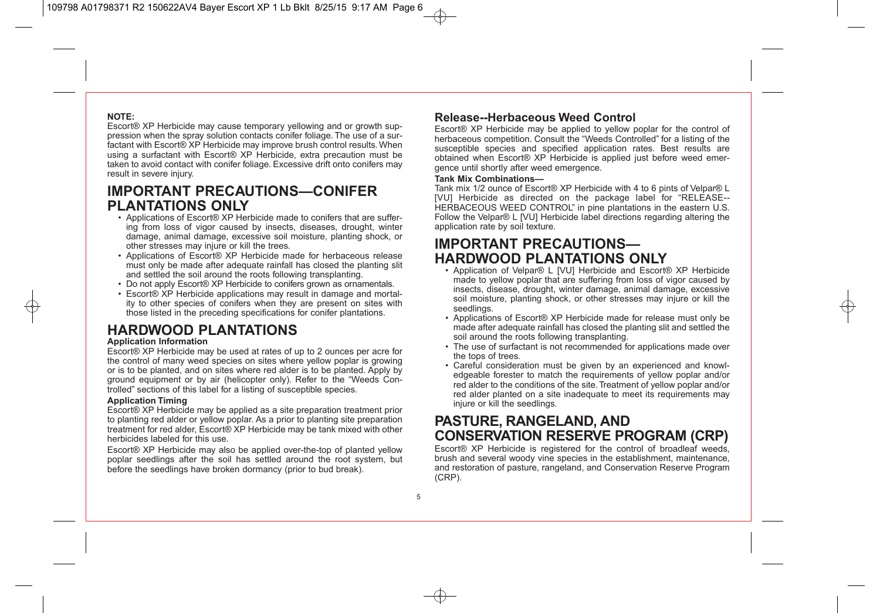**NOTE:**
Escort® XP Herbicide may cause temporary yellowing and or growth suppression when the spray solution contacts conifer foliage. The use of a surfactant with Escort® XP Herbicide may improve brush control results. When using a surfactant with Escort® XP Herbicide, extra precaution must be taken to avoid contact with conifer foliage. Excessive drift onto conifers may result in severe injury.

## IMPORTANT PRECAUTIONS—CONIFER PLANTATIONS ONLY

- Applications of Escort® XP Herbicide made to conifers that are suffering from loss of vigor caused by insects, diseases, drought, winter damage, animal damage, excessive soil moisture, planting shock, or other stresses may injure or kill the trees.
- Applications of Escort® XP Herbicide made for herbaceous release must only be made after adequate rainfall has closed the planting slit and settled the soil around the roots following transplanting.
- Do not apply Escort® XP Herbicide to conifers grown as ornamentals.
- Escort® XP Herbicide applications may result in damage and mortality to other species of conifers when they are present on sites with those listed in the preceding specifications for conifer plantations.

## HARDWOOD PLANTATIONS

**Application Information**

Escort® XP Herbicide may be used at rates of up to 2 ounces per acre for the control of many weed species on sites where yellow poplar is growing or is to be planted, and on sites where red alder is to be planted. Apply by ground equipment or by air (helicopter only). Refer to the "Weeds Controlled" sections of this label for a listing of susceptible species.

**Application Timing**

Escort® XP Herbicide may be applied as a site preparation treatment prior to planting red alder or yellow poplar. As a prior to planting site preparation treatment for red alder, Escort® XP Herbicide may be tank mixed with other herbicides labeled for this use.

Escort® XP Herbicide may also be applied over-the-top of planted yellow poplar seedlings after the soil has settled around the root system, but before the seedlings have broken dormancy (prior to bud break).

### Release--Herbaceous Weed Control

Escort® XP Herbicide may be applied to yellow poplar for the control of herbaceous competition. Consult the "Weeds Controlled" for a listing of the susceptible species and specified application rates. Best results are obtained when Escort® XP Herbicide is applied just before weed emergence until shortly after weed emergence.

**Tank Mix Combinations—**

Tank mix 1/2 ounce of Escort® XP Herbicide with 4 to 6 pints of Velpar® L [VU] Herbicide as directed on the package label for "RELEASE--HERBACEOUS WEED CONTROL" in pine plantations in the eastern U.S. Follow the Velpar® L [VU] Herbicide label directions regarding altering the application rate by soil texture.

## IMPORTANT PRECAUTIONS—HARDWOOD PLANTATIONS ONLY

- Application of Velpar® L [VU] Herbicide and Escort® XP Herbicide made to yellow poplar that are suffering from loss of vigor caused by insects, disease, drought, winter damage, animal damage, excessive soil moisture, planting shock, or other stresses may injure or kill the seedlings.
- Applications of Escort® XP Herbicide made for release must only be made after adequate rainfall has closed the planting slit and settled the soil around the roots following transplanting.
- The use of surfactant is not recommended for applications made over the tops of trees.
- Careful consideration must be given by an experienced and knowledgeable forester to match the requirements of yellow poplar and/or red alder to the conditions of the site. Treatment of yellow poplar and/or red alder planted on a site inadequate to meet its requirements may injure or kill the seedlings.

## PASTURE, RANGELAND, AND CONSERVATION RESERVE PROGRAM (CRP)

Escort® XP Herbicide is registered for the control of broadleaf weeds, brush and several woody vine species in the establishment, maintenance, and restoration of pasture, rangeland, and Conservation Reserve Program (CRP).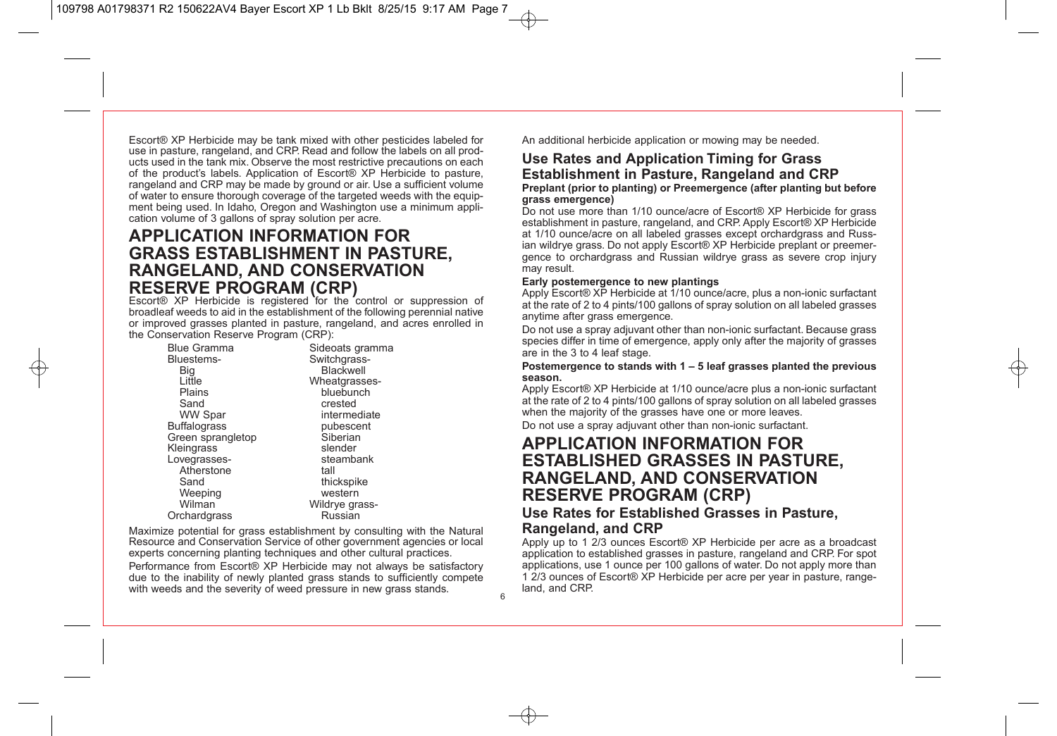Escort® XP Herbicide may be tank mixed with other pesticides labeled for use in pasture, rangeland, and CRP. Read and follow the labels on all products used in the tank mix. Observe the most restrictive precautions on each of the product's labels. Application of Escort® XP Herbicide to pasture, rangeland and CRP may be made by ground or air. Use a sufficient volume of water to ensure thorough coverage of the targeted weeds with the equipment being used. In Idaho, Oregon and Washington use a minimum application volume of 3 gallons of spray solution per acre.

# APPLICATION INFORMATION FOR GRASS ESTABLISHMENT IN PASTURE, RANGELAND, AND CONSERVATION RESERVE PROGRAM (CRP)

Escort® XP Herbicide is registered for the control or suppression of broadleaf weeds to aid in the establishment of the following perennial native or improved grasses planted in pasture, rangeland, and acres enrolled in the Conservation Reserve Program (CRP):

- Blue Gramma
- Bluestems-
  - Big
  - Little
  - Plains
  - Sand
  - WW Spar
- Buffalograss
- Green sprangletop
- Kleingrass
- Lovegrasses-
  - Atherstone
  - Sand
  - Weeping
  - Wilman
- Orchardgrass
- Sideoats gramma
- Switchgrass-
  - Blackwell
- Wheatgrasses-
  - bluebunch
  - crested
  - intermediate
  - pubescent
  - Siberian
  - slender
  - steambank
  - tall
  - thickspike
  - western
- Wildrye grass-
  - Russian

Maximize potential for grass establishment by consulting with the Natural Resource and Conservation Service of other government agencies or local experts concerning planting techniques and other cultural practices.

Performance from Escort® XP Herbicide may not always be satisfactory due to the inability of newly planted grass stands to sufficiently compete with weeds and the severity of weed pressure in new grass stands.

An additional herbicide application or mowing may be needed.

## Use Rates and Application Timing for Grass Establishment in Pasture, Rangeland and CRP

**Preplant (prior to planting) or Preemergence (after planting but before grass emergence)**

Do not use more than 1/10 ounce/acre of Escort® XP Herbicide for grass establishment in pasture, rangeland, and CRP. Apply Escort® XP Herbicide at 1/10 ounce/acre on all labeled grasses except orchardgrass and Russian wildrye grass. Do not apply Escort® XP Herbicide preplant or preemergence to orchardgrass and Russian wildrye grass as severe crop injury may result.

**Early postemergence to new plantings**

Apply Escort® XP Herbicide at 1/10 ounce/acre, plus a non-ionic surfactant at the rate of 2 to 4 pints/100 gallons of spray solution on all labeled grasses anytime after grass emergence.

Do not use a spray adjuvant other than non-ionic surfactant. Because grass species differ in time of emergence, apply only after the majority of grasses are in the 3 to 4 leaf stage.

**Postemergence to stands with 1 – 5 leaf grasses planted the previous season.**

Apply Escort® XP Herbicide at 1/10 ounce/acre plus a non-ionic surfactant at the rate of 2 to 4 pints/100 gallons of spray solution on all labeled grasses when the majority of the grasses have one or more leaves.

Do not use a spray adjuvant other than non-ionic surfactant.

# APPLICATION INFORMATION FOR ESTABLISHED GRASSES IN PASTURE, RANGELAND, AND CONSERVATION RESERVE PROGRAM (CRP)

## Use Rates for Established Grasses in Pasture, Rangeland, and CRP

Apply up to 1 2/3 ounces Escort® XP Herbicide per acre as a broadcast application to established grasses in pasture, rangeland and CRP. For spot applications, use 1 ounce per 100 gallons of water. Do not apply more than 1 2/3 ounces of Escort® XP Herbicide per acre per year in pasture, rangeland, and CRP.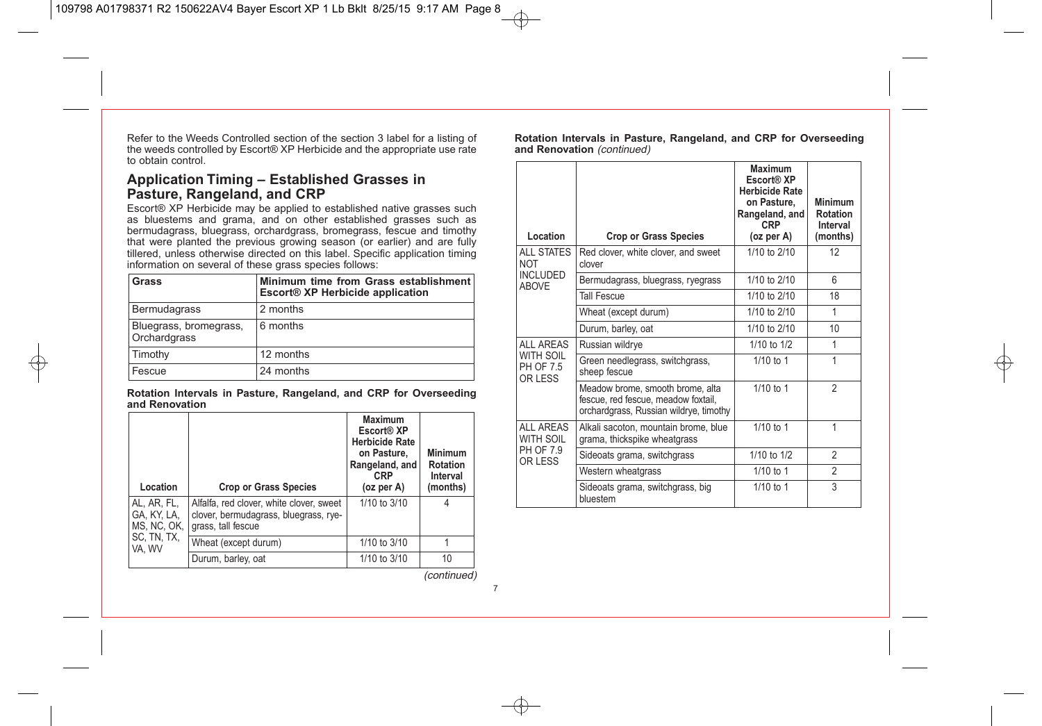Refer to the Weeds Controlled section of the section 3 label for a listing of the weeds controlled by Escort® XP Herbicide and the appropriate use rate to obtain control.

## Application Timing – Established Grasses in Pasture, Rangeland, and CRP

Escort® XP Herbicide may be applied to established native grasses such as bluestems and grama, and on other established grasses such as bermudagrass, bluegrass, orchardgrass, bromegrass, fescue and timothy that were planted the previous growing season (or earlier) and are fully tillered, unless otherwise directed on this label. Specific application timing information on several of these grass species follows:

| Grass | Minimum time from Grass establishment Escort® XP Herbicide application |
|---|---|
| Bermudagrass | 2 months |
| Bluegrass, bromegrass, Orchardgrass | 6 months |
| Timothy | 12 months |
| Fescue | 24 months |

**Rotation Intervals in Pasture, Rangeland, and CRP for Overseeding and Renovation**

| Location | Crop or Grass Species | Maximum Escort® XP Herbicide Rate on Pasture, Rangeland, and CRP (oz per A) | Minimum Rotation Interval (months) |
|---|---|---|---|
| AL, AR, FL, GA, KY, LA, MS, NC, OK, SC, TN, TX, VA, WV | Alfalfa, red clover, white clover, sweet clover, bermudagrass, bluegrass, ryegrass, tall fescue | 1/10 to 3/10 | 4 |
| | Wheat (except durum) | 1/10 to 3/10 | 1 |
| | Durum, barley, oat | 1/10 to 3/10 | 10 |
| ALL STATES NOT INCLUDED ABOVE | Red clover, white clover, and sweet clover | 1/10 to 2/10 | 12 |
| | Bermudagrass, bluegrass, ryegrass | 1/10 to 2/10 | 6 |
| | Tall Fescue | 1/10 to 2/10 | 18 |
| | Wheat (except durum) | 1/10 to 2/10 | 1 |
| | Durum, barley, oat | 1/10 to 2/10 | 10 |
| ALL AREAS WITH SOIL PH OF 7.5 OR LESS | Russian wildrye | 1/10 to 1/2 | 1 |
| | Green needlegrass, switchgrass, sheep fescue | 1/10 to 1 | 1 |
| | Meadow brome, smooth brome, alta fescue, red fescue, meadow foxtail, orchardgrass, Russian wildrye, timothy | 1/10 to 1 | 2 |
| ALL AREAS WITH SOIL PH OF 7.9 OR LESS | Alkali sacoton, mountain brome, blue grama, thickspike wheatgrass | 1/10 to 1 | 1 |
| | Sideoats grama, switchgrass | 1/10 to 1/2 | 2 |
| | Western wheatgrass | 1/10 to 1 | 2 |
| | Sideoats grama, switchgrass, big bluestem | 1/10 to 1 | 3 |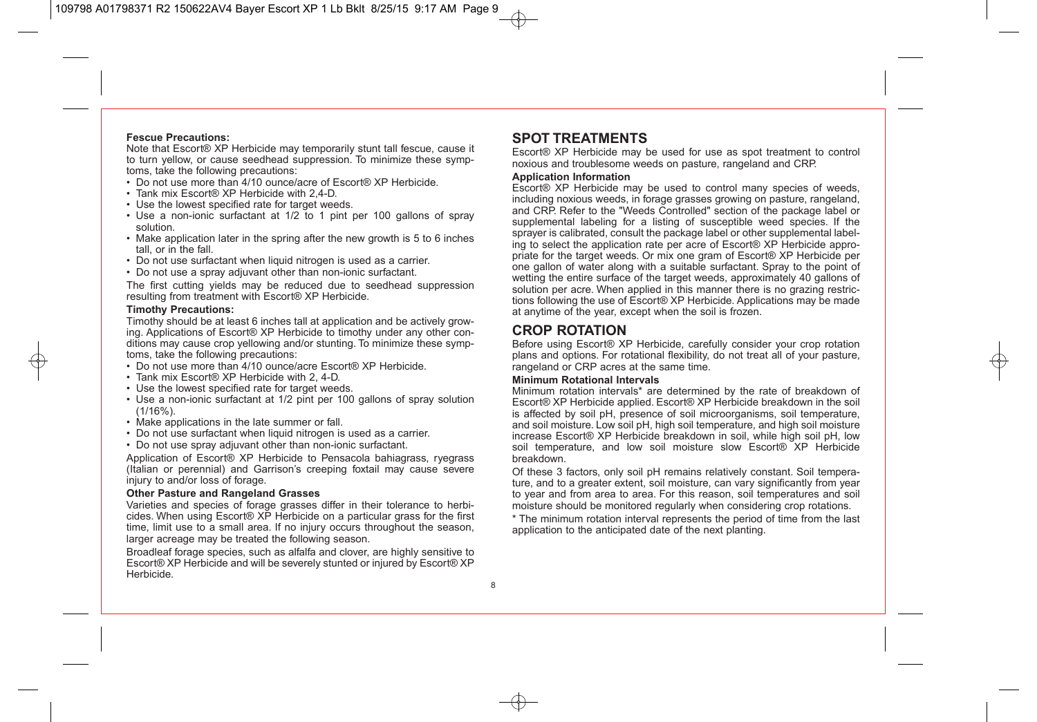**Fescue Precautions:**

Note that Escort® XP Herbicide may temporarily stunt tall fescue, cause it to turn yellow, or cause seedhead suppression. To minimize these symptoms, take the following precautions:

- Do not use more than 4/10 ounce/acre of Escort® XP Herbicide.
- Tank mix Escort® XP Herbicide with 2,4-D.
- Use the lowest specified rate for target weeds.
- Use a non-ionic surfactant at 1/2 to 1 pint per 100 gallons of spray solution.
- Make application later in the spring after the new growth is 5 to 6 inches tall, or in the fall.
- Do not use surfactant when liquid nitrogen is used as a carrier.
- Do not use a spray adjuvant other than non-ionic surfactant.

The first cutting yields may be reduced due to seedhead suppression resulting from treatment with Escort® XP Herbicide.

**Timothy Precautions:**

Timothy should be at least 6 inches tall at application and be actively growing. Applications of Escort® XP Herbicide to timothy under any other conditions may cause crop yellowing and/or stunting. To minimize these symptoms, take the following precautions:

- Do not use more than 4/10 ounce/acre Escort® XP Herbicide.
- Tank mix Escort® XP Herbicide with 2, 4-D.
- Use the lowest specified rate for target weeds.
- Use a non-ionic surfactant at 1/2 pint per 100 gallons of spray solution (1/16%).
- Make applications in the late summer or fall.
- Do not use surfactant when liquid nitrogen is used as a carrier.
- Do not use spray adjuvant other than non-ionic surfactant.

Application of Escort® XP Herbicide to Pensacola bahiagrass, ryegrass (Italian or perennial) and Garrison's creeping foxtail may cause severe injury to and/or loss of forage.

**Other Pasture and Rangeland Grasses**

Varieties and species of forage grasses differ in their tolerance to herbicides. When using Escort® XP Herbicide on a particular grass for the first time, limit use to a small area. If no injury occurs throughout the season, larger acreage may be treated the following season.

Broadleaf forage species, such as alfalfa and clover, are highly sensitive to Escort® XP Herbicide and will be severely stunted or injured by Escort® XP Herbicide.

## SPOT TREATMENTS

Escort® XP Herbicide may be used for use as spot treatment to control noxious and troublesome weeds on pasture, rangeland and CRP.

**Application Information**

Escort® XP Herbicide may be used to control many species of weeds, including noxious weeds, in forage grasses growing on pasture, rangeland, and CRP. Refer to the "Weeds Controlled" section of the package label or supplemental labeling for a listing of susceptible weed species. If the sprayer is calibrated, consult the package label or other supplemental labeling to select the application rate per acre of Escort® XP Herbicide appropriate for the target weeds. Or mix one gram of Escort® XP Herbicide per one gallon of water along with a suitable surfactant. Spray to the point of wetting the entire surface of the target weeds, approximately 40 gallons of solution per acre. When applied in this manner there is no grazing restrictions following the use of Escort® XP Herbicide. Applications may be made at anytime of the year, except when the soil is frozen.

## CROP ROTATION

Before using Escort® XP Herbicide, carefully consider your crop rotation plans and options. For rotational flexibility, do not treat all of your pasture, rangeland or CRP acres at the same time.

**Minimum Rotational Intervals**

Minimum rotation intervals* are determined by the rate of breakdown of Escort® XP Herbicide applied. Escort® XP Herbicide breakdown in the soil is affected by soil pH, presence of soil microorganisms, soil temperature, and soil moisture. Low soil pH, high soil temperature, and high soil moisture increase Escort® XP Herbicide breakdown in soil, while high soil pH, low soil temperature, and low soil moisture slow Escort® XP Herbicide breakdown.

Of these 3 factors, only soil pH remains relatively constant. Soil temperature, and to a greater extent, soil moisture, can vary significantly from year to year and from area to area. For this reason, soil temperatures and soil moisture should be monitored regularly when considering crop rotations.

* The minimum rotation interval represents the period of time from the last application to the anticipated date of the next planting.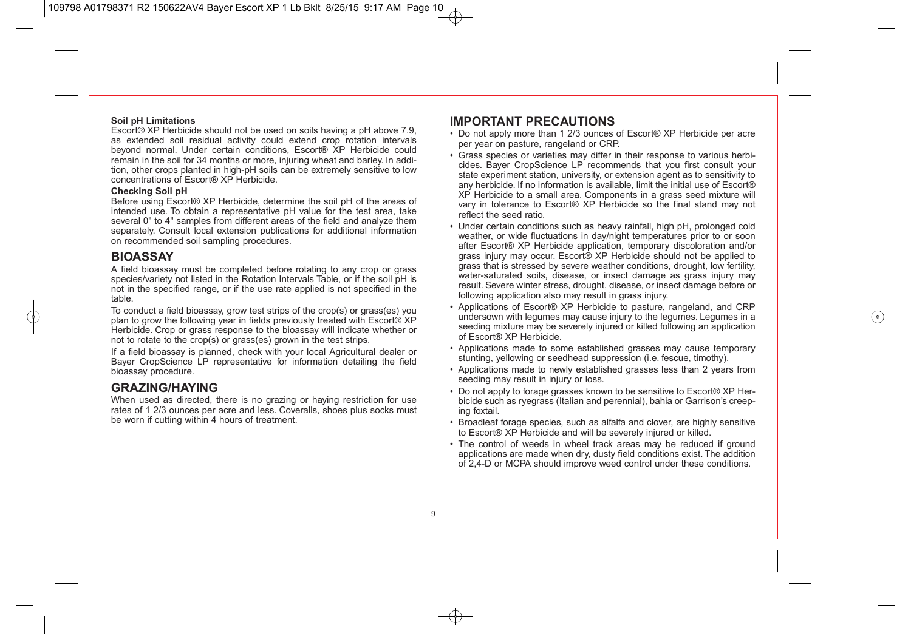**Soil pH Limitations**

Escort® XP Herbicide should not be used on soils having a pH above 7.9, as extended soil residual activity could extend crop rotation intervals beyond normal. Under certain conditions, Escort® XP Herbicide could remain in the soil for 34 months or more, injuring wheat and barley. In addition, other crops planted in high-pH soils can be extremely sensitive to low concentrations of Escort® XP Herbicide.

**Checking Soil pH**

Before using Escort® XP Herbicide, determine the soil pH of the areas of intended use. To obtain a representative pH value for the test area, take several 0" to 4" samples from different areas of the field and analyze them separately. Consult local extension publications for additional information on recommended soil sampling procedures.

## BIOASSAY

A field bioassay must be completed before rotating to any crop or grass species/variety not listed in the Rotation Intervals Table, or if the soil pH is not in the specified range, or if the use rate applied is not specified in the table.

To conduct a field bioassay, grow test strips of the crop(s) or grass(es) you plan to grow the following year in fields previously treated with Escort® XP Herbicide. Crop or grass response to the bioassay will indicate whether or not to rotate to the crop(s) or grass(es) grown in the test strips.

If a field bioassay is planned, check with your local Agricultural dealer or Bayer CropScience LP representative for information detailing the field bioassay procedure.

## GRAZING/HAYING

When used as directed, there is no grazing or haying restriction for use rates of 1 2/3 ounces per acre and less. Coveralls, shoes plus socks must be worn if cutting within 4 hours of treatment.

## IMPORTANT PRECAUTIONS

- Do not apply more than 1 2/3 ounces of Escort® XP Herbicide per acre per year on pasture, rangeland or CRP.
- Grass species or varieties may differ in their response to various herbicides. Bayer CropScience LP recommends that you first consult your state experiment station, university, or extension agent as to sensitivity to any herbicide. If no information is available, limit the initial use of Escort® XP Herbicide to a small area. Components in a grass seed mixture will vary in tolerance to Escort® XP Herbicide so the final stand may not reflect the seed ratio.
- Under certain conditions such as heavy rainfall, high pH, prolonged cold weather, or wide fluctuations in day/night temperatures prior to or soon after Escort® XP Herbicide application, temporary discoloration and/or grass injury may occur. Escort® XP Herbicide should not be applied to grass that is stressed by severe weather conditions, drought, low fertility, water-saturated soils, disease, or insect damage as grass injury may result. Severe winter stress, drought, disease, or insect damage before or following application also may result in grass injury.
- Applications of Escort® XP Herbicide to pasture, rangeland, and CRP undersown with legumes may cause injury to the legumes. Legumes in a seeding mixture may be severely injured or killed following an application of Escort® XP Herbicide.
- Applications made to some established grasses may cause temporary stunting, yellowing or seedhead suppression (i.e. fescue, timothy).
- Applications made to newly established grasses less than 2 years from seeding may result in injury or loss.
- Do not apply to forage grasses known to be sensitive to Escort® XP Herbicide such as ryegrass (Italian and perennial), bahia or Garrison's creeping foxtail.
- Broadleaf forage species, such as alfalfa and clover, are highly sensitive to Escort® XP Herbicide and will be severely injured or killed.
- The control of weeds in wheel track areas may be reduced if ground applications are made when dry, dusty field conditions exist. The addition of 2,4-D or MCPA should improve weed control under these conditions.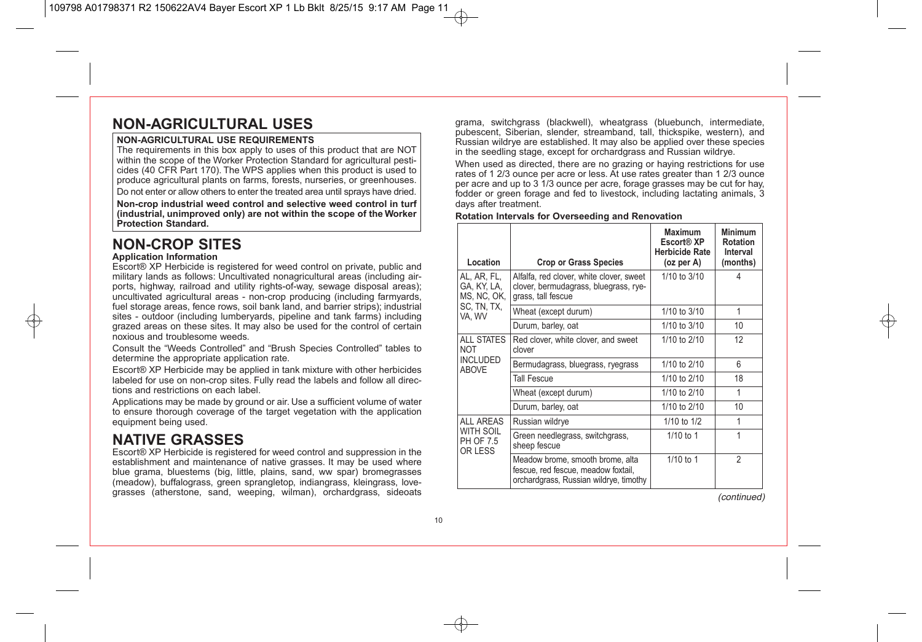# NON-AGRICULTURAL USES

**NON-AGRICULTURAL USE REQUIREMENTS**

The requirements in this box apply to uses of this product that are NOT within the scope of the Worker Protection Standard for agricultural pesticides (40 CFR Part 170). The WPS applies when this product is used to produce agricultural plants on farms, forests, nurseries, or greenhouses.

Do not enter or allow others to enter the treated area until sprays have dried.

**Non-crop industrial weed control and selective weed control in turf (industrial, unimproved only) are not within the scope of the Worker Protection Standard.**

# NON-CROP SITES

**Application Information**

Escort® XP Herbicide is registered for weed control on private, public and military lands as follows: Uncultivated nonagricultural areas (including airports, highway, railroad and utility rights-of-way, sewage disposal areas); uncultivated agricultural areas - non-crop producing (including farmyards, fuel storage areas, fence rows, soil bank land, and barrier strips); industrial sites - outdoor (including lumberyards, pipeline and tank farms) including grazed areas on these sites. It may also be used for the control of certain noxious and troublesome weeds.

Consult the "Weeds Controlled" and "Brush Species Controlled" tables to determine the appropriate application rate.

Escort® XP Herbicide may be applied in tank mixture with other herbicides labeled for use on non-crop sites. Fully read the labels and follow all directions and restrictions on each label.

Applications may be made by ground or air. Use a sufficient volume of water to ensure thorough coverage of the target vegetation with the application equipment being used.

# NATIVE GRASSES

Escort® XP Herbicide is registered for weed control and suppression in the establishment and maintenance of native grasses. It may be used where blue grama, bluestems (big, little, plains, sand, ww spar) bromegrasses (meadow), buffalograss, green sprangletop, indiangrass, kleingrass, lovegrasses (atherstone, sand, weeping, wilman), orchardgrass, sideoats grama, switchgrass (blackwell), wheatgrass (bluebunch, intermediate, pubescent, Siberian, slender, streamband, tall, thickspike, western), and Russian wildrye are established. It may also be applied over these species in the seedling stage, except for orchardgrass and Russian wildrye.

When used as directed, there are no grazing or haying restrictions for use rates of 1 2/3 ounce per acre or less. At use rates greater than 1 2/3 ounce per acre and up to 3 1/3 ounce per acre, forage grasses may be cut for hay, fodder or green forage and fed to livestock, including lactating animals, 3 days after treatment.

**Rotation Intervals for Overseeding and Renovation**

| Location | Crop or Grass Species | Maximum Escort® XP Herbicide Rate (oz per A) | Minimum Rotation Interval (months) |
|---|---|---|---|
| AL, AR, FL, GA, KY, LA, MS, NC, OK, SC, TN, TX, VA, WV | Alfalfa, red clover, white clover, sweet clover, bermudagrass, bluegrass, ryegrass, tall fescue | 1/10 to 3/10 | 4 |
| | Wheat (except durum) | 1/10 to 3/10 | 1 |
| | Durum, barley, oat | 1/10 to 3/10 | 10 |
| ALL STATES NOT INCLUDED ABOVE | Red clover, white clover, and sweet clover | 1/10 to 2/10 | 12 |
| | Bermudagrass, bluegrass, ryegrass | 1/10 to 2/10 | 6 |
| | Tall Fescue | 1/10 to 2/10 | 18 |
| | Wheat (except durum) | 1/10 to 2/10 | 1 |
| | Durum, barley, oat | 1/10 to 2/10 | 10 |
| ALL AREAS WITH SOIL PH OF 7.5 OR LESS | Russian wildrye | 1/10 to 1/2 | 1 |
| | Green needlegrass, switchgrass, sheep fescue | 1/10 to 1 | 1 |
| | Meadow brome, smooth brome, alta fescue, red fescue, meadow foxtail, orchardgrass, Russian wildrye, timothy | 1/10 to 1 | 2 |

*(continued)*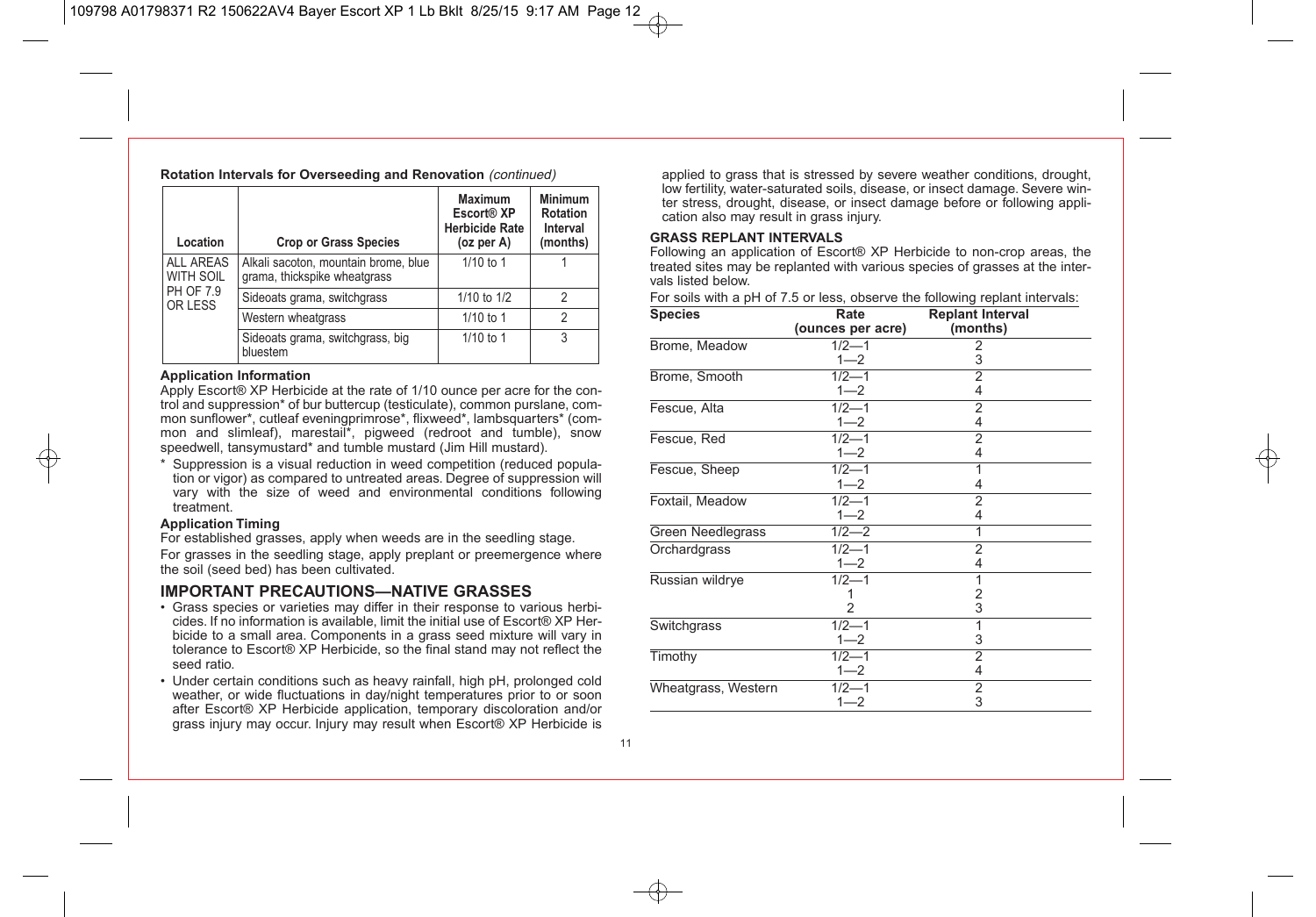**Rotation Intervals for Overseeding and Renovation** *(continued)*

| Location | Crop or Grass Species | Maximum Escort® XP Herbicide Rate (oz per A) | Minimum Rotation Interval (months) |
|---|---|---|---|
| ALL AREAS WITH SOIL PH OF 7.9 OR LESS | Alkali sacoton, mountain brome, blue grama, thickspike wheatgrass | 1/10 to 1 | 1 |
| | Sideoats grama, switchgrass | 1/10 to 1/2 | 2 |
| | Western wheatgrass | 1/10 to 1 | 2 |
| | Sideoats grama, switchgrass, big bluestem | 1/10 to 1 | 3 |

**Application Information**

Apply Escort® XP Herbicide at the rate of 1/10 ounce per acre for the control and suppression* of bur buttercup (testiculate), common purslane, common sunflower*, cutleaf eveningprimrose*, flixweed*, lambsquarters* (common and slimleaf), marestail*, pigweed (redroot and tumble), snow speedwell, tansymustard* and tumble mustard (Jim Hill mustard).

\* Suppression is a visual reduction in weed competition (reduced population or vigor) as compared to untreated areas. Degree of suppression will vary with the size of weed and environmental conditions following treatment.

**Application Timing**

For established grasses, apply when weeds are in the seedling stage.

For grasses in the seedling stage, apply preplant or preemergence where the soil (seed bed) has been cultivated.

## IMPORTANT PRECAUTIONS—NATIVE GRASSES

- Grass species or varieties may differ in their response to various herbicides. If no information is available, limit the initial use of Escort® XP Herbicide to a small area. Components in a grass seed mixture will vary in tolerance to Escort® XP Herbicide, so the final stand may not reflect the seed ratio.
- Under certain conditions such as heavy rainfall, high pH, prolonged cold weather, or wide fluctuations in day/night temperatures prior to or soon after Escort® XP Herbicide application, temporary discoloration and/or grass injury may occur. Injury may result when Escort® XP Herbicide is applied to grass that is stressed by severe weather conditions, drought, low fertility, water-saturated soils, disease, or insect damage. Severe winter stress, drought, disease, or insect damage before or following application also may result in grass injury.

**GRASS REPLANT INTERVALS**

Following an application of Escort® XP Herbicide to non-crop areas, the treated sites may be replanted with various species of grasses at the intervals listed below.

For soils with a pH of 7.5 or less, observe the following replant intervals:

| Species | Rate (ounces per acre) | Replant Interval (months) |
|---|---|---|
| Brome, Meadow | 1/2—1 | 2 |
| | 1—2 | 3 |
| Brome, Smooth | 1/2—1 | 2 |
| | 1—2 | 4 |
| Fescue, Alta | 1/2—1 | 2 |
| | 1—2 | 4 |
| Fescue, Red | 1/2—1 | 2 |
| | 1—2 | 4 |
| Fescue, Sheep | 1/2—1 | 1 |
| | 1—2 | 4 |
| Foxtail, Meadow | 1/2—1 | 2 |
| | 1—2 | 4 |
| Green Needlegrass | 1/2—2 | 1 |
| Orchardgrass | 1/2—1 | 2 |
| | 1—2 | 4 |
| Russian wildrye | 1/2—1 | 1 |
| | 1 | 2 |
| | 2 | 3 |
| Switchgrass | 1/2—1 | 1 |
| | 1—2 | 3 |
| Timothy | 1/2—1 | 2 |
| | 1—2 | 4 |
| Wheatgrass, Western | 1/2—1 | 2 |
| | 1—2 | 3 |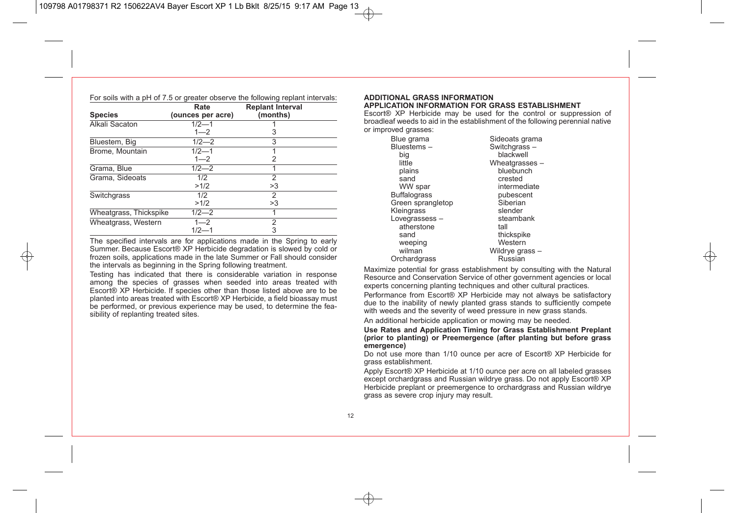For soils with a pH of 7.5 or greater observe the following replant intervals:

| Species | Rate (ounces per acre) | Replant Interval (months) |
|---|---|---|
| Alkali Sacaton | 1/2—1 | 1 |
| | 1—2 | 3 |
| Bluestem, Big | 1/2—2 | 3 |
| Brome, Mountain | 1/2—1 | 1 |
| | 1—2 | 2 |
| Grama, Blue | 1/2—2 | 1 |
| Grama, Sideoats | 1/2 | 2 |
| | >1/2 | >3 |
| Switchgrass | 1/2 | 2 |
| | >1/2 | >3 |
| Wheatgrass, Thickspike | 1/2—2 | 1 |
| Wheatgrass, Western | 1—2 | 2 |
| | 1/2—1 | 3 |

The specified intervals are for applications made in the Spring to early Summer. Because Escort® XP Herbicide degradation is slowed by cold or frozen soils, applications made in the late Summer or Fall should consider the intervals as beginning in the Spring following treatment.

Testing has indicated that there is considerable variation in response among the species of grasses when seeded into areas treated with Escort® XP Herbicide. If species other than those listed above are to be planted into areas treated with Escort® XP Herbicide, a field bioassay must be performed, or previous experience may be used, to determine the feasibility of replanting treated sites.

**ADDITIONAL GRASS INFORMATION**

**APPLICATION INFORMATION FOR GRASS ESTABLISHMENT**

Escort® XP Herbicide may be used for the control or suppression of broadleaf weeds to aid in the establishment of the following perennial native or improved grasses:

- Blue grama
- Bluestems –
  - big
  - little
  - plains
  - sand
  - WW spar
- Buffalograss
- Green sprangletop
- Kleingrass
- Lovegrassess –
  - atherstone
  - sand
  - weeping
  - wilman
- Orchardgrass
- Sideoats grama
- Switchgrass –
  - blackwell
- Wheatgrasses –
  - bluebunch
  - crested
  - intermediate
  - pubescent
  - Siberian
  - slender
  - steambank
  - tall
  - thickspike
  - Western
- Wildrye grass –
  - Russian

Maximize potential for grass establishment by consulting with the Natural Resource and Conservation Service of other government agencies or local experts concerning planting techniques and other cultural practices.

Performance from Escort® XP Herbicide may not always be satisfactory due to the inability of newly planted grass stands to sufficiently compete with weeds and the severity of weed pressure in new grass stands.

An additional herbicide application or mowing may be needed.

**Use Rates and Application Timing for Grass Establishment Preplant (prior to planting) or Preemergence (after planting but before grass emergence)**

Do not use more than 1/10 ounce per acre of Escort® XP Herbicide for grass establishment.

Apply Escort® XP Herbicide at 1/10 ounce per acre on all labeled grasses except orchardgrass and Russian wildrye grass. Do not apply Escort® XP Herbicide preplant or preemergence to orchardgrass and Russian wildrye grass as severe crop injury may result.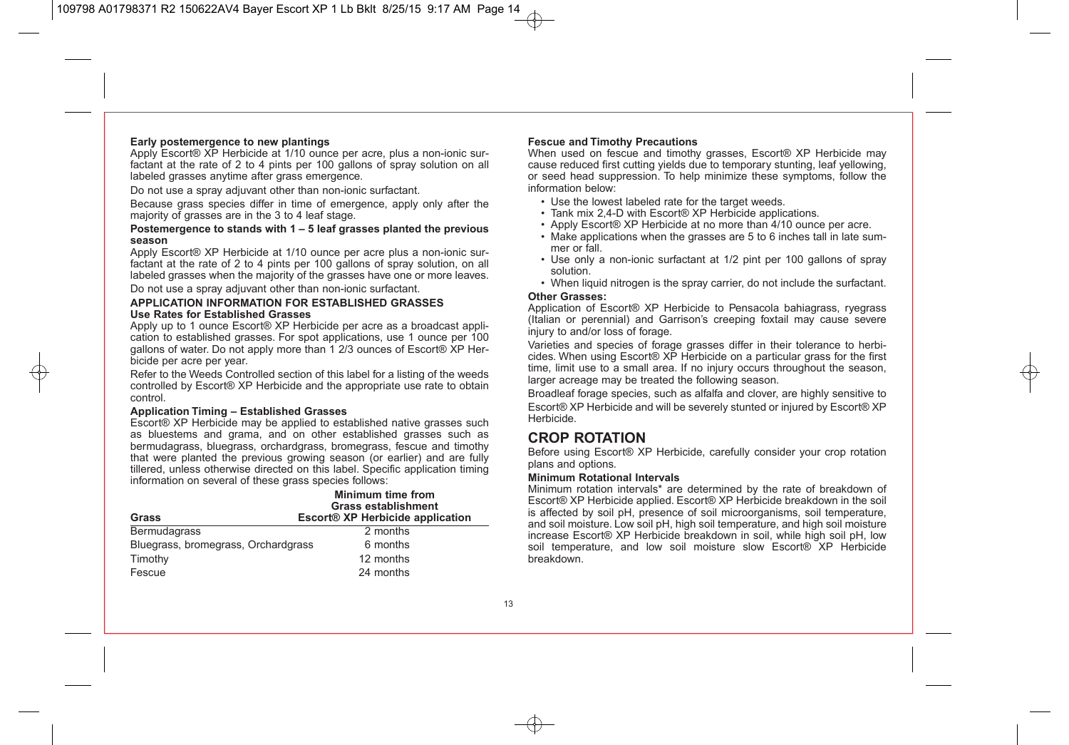**Early postemergence to new plantings**

Apply Escort® XP Herbicide at 1/10 ounce per acre, plus a non-ionic surfactant at the rate of 2 to 4 pints per 100 gallons of spray solution on all labeled grasses anytime after grass emergence.

Do not use a spray adjuvant other than non-ionic surfactant.

Because grass species differ in time of emergence, apply only after the majority of grasses are in the 3 to 4 leaf stage.

**Postemergence to stands with 1 – 5 leaf grasses planted the previous season**

Apply Escort® XP Herbicide at 1/10 ounce per acre plus a non-ionic surfactant at the rate of 2 to 4 pints per 100 gallons of spray solution, on all labeled grasses when the majority of the grasses have one or more leaves.

Do not use a spray adjuvant other than non-ionic surfactant.

**APPLICATION INFORMATION FOR ESTABLISHED GRASSES**

**Use Rates for Established Grasses**

Apply up to 1 ounce Escort® XP Herbicide per acre as a broadcast application to established grasses. For spot applications, use 1 ounce per 100 gallons of water. Do not apply more than 1 2/3 ounces of Escort® XP Herbicide per acre per year.

Refer to the Weeds Controlled section of this label for a listing of the weeds controlled by Escort® XP Herbicide and the appropriate use rate to obtain control.

**Application Timing – Established Grasses**

Escort® XP Herbicide may be applied to established native grasses such as bluestems and grama, and on other established grasses such as bermudagrass, bluegrass, orchardgrass, bromegrass, fescue and timothy that were planted the previous growing season (or earlier) and are fully tillered, unless otherwise directed on this label. Specific application timing information on several of these grass species follows:

| Grass | Minimum time from Grass establishment Escort® XP Herbicide application |
|---|---|
| Bermudagrass | 2 months |
| Bluegrass, bromegrass, Orchardgrass | 6 months |
| Timothy | 12 months |
| Fescue | 24 months |

**Fescue and Timothy Precautions**

When used on fescue and timothy grasses, Escort® XP Herbicide may cause reduced first cutting yields due to temporary stunting, leaf yellowing, or seed head suppression. To help minimize these symptoms, follow the information below:

- Use the lowest labeled rate for the target weeds.
- Tank mix 2,4-D with Escort® XP Herbicide applications.
- Apply Escort® XP Herbicide at no more than 4/10 ounce per acre.
- Make applications when the grasses are 5 to 6 inches tall in late summer or fall.
- Use only a non-ionic surfactant at 1/2 pint per 100 gallons of spray solution.
- When liquid nitrogen is the spray carrier, do not include the surfactant.

**Other Grasses:**

Application of Escort® XP Herbicide to Pensacola bahiagrass, ryegrass (Italian or perennial) and Garrison's creeping foxtail may cause severe injury to and/or loss of forage.

Varieties and species of forage grasses differ in their tolerance to herbicides. When using Escort® XP Herbicide on a particular grass for the first time, limit use to a small area. If no injury occurs throughout the season, larger acreage may be treated the following season.

Broadleaf forage species, such as alfalfa and clover, are highly sensitive to Escort® XP Herbicide and will be severely stunted or injured by Escort® XP Herbicide.

## CROP ROTATION

Before using Escort® XP Herbicide, carefully consider your crop rotation plans and options.

**Minimum Rotational Intervals**

Minimum rotation intervals* are determined by the rate of breakdown of Escort® XP Herbicide applied. Escort® XP Herbicide breakdown in the soil is affected by soil pH, presence of soil microorganisms, soil temperature, and soil moisture. Low soil pH, high soil temperature, and high soil moisture increase Escort® XP Herbicide breakdown in soil, while high soil pH, low soil temperature, and low soil moisture slow Escort® XP Herbicide breakdown.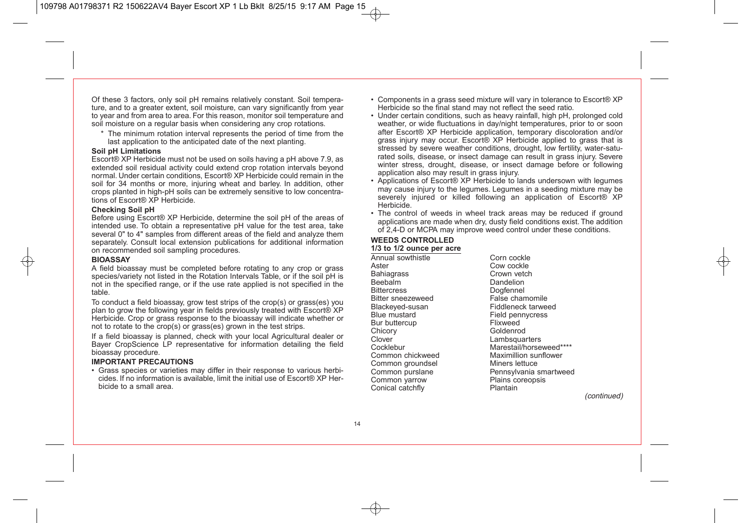Of these 3 factors, only soil pH remains relatively constant. Soil temperature, and to a greater extent, soil moisture, can vary significantly from year to year and from area to area. For this reason, monitor soil temperature and soil moisture on a regular basis when considering any crop rotations.

\* The minimum rotation interval represents the period of time from the last application to the anticipated date of the next planting.

**Soil pH Limitations**

Escort® XP Herbicide must not be used on soils having a pH above 7.9, as extended soil residual activity could extend crop rotation intervals beyond normal. Under certain conditions, Escort® XP Herbicide could remain in the soil for 34 months or more, injuring wheat and barley. In addition, other crops planted in high-pH soils can be extremely sensitive to low concentrations of Escort® XP Herbicide.

**Checking Soil pH**

Before using Escort® XP Herbicide, determine the soil pH of the areas of intended use. To obtain a representative pH value for the test area, take several 0" to 4" samples from different areas of the field and analyze them separately. Consult local extension publications for additional information on recommended soil sampling procedures.

**BIOASSAY**

A field bioassay must be completed before rotating to any crop or grass species/variety not listed in the Rotation Intervals Table, or if the soil pH is not in the specified range, or if the use rate applied is not specified in the table.

To conduct a field bioassay, grow test strips of the crop(s) or grass(es) you plan to grow the following year in fields previously treated with Escort® XP Herbicide. Crop or grass response to the bioassay will indicate whether or not to rotate to the crop(s) or grass(es) grown in the test strips.

If a field bioassay is planned, check with your local Agricultural dealer or Bayer CropScience LP representative for information detailing the field bioassay procedure.

**IMPORTANT PRECAUTIONS**

- Grass species or varieties may differ in their response to various herbicides. If no information is available, limit the initial use of Escort® XP Herbicide to a small area.
- Components in a grass seed mixture will vary in tolerance to Escort® XP Herbicide so the final stand may not reflect the seed ratio.
- Under certain conditions, such as heavy rainfall, high pH, prolonged cold weather, or wide fluctuations in day/night temperatures, prior to or soon after Escort® XP Herbicide application, temporary discoloration and/or grass injury may occur. Escort® XP Herbicide applied to grass that is stressed by severe weather conditions, drought, low fertility, water-saturated soils, disease, or insect damage can result in grass injury. Severe winter stress, drought, disease, or insect damage before or following application also may result in grass injury.
- Applications of Escort® XP Herbicide to lands undersown with legumes may cause injury to the legumes. Legumes in a seeding mixture may be severely injured or killed following an application of Escort® XP Herbicide.
- The control of weeds in wheel track areas may be reduced if ground applications are made when dry, dusty field conditions exist. The addition of 2,4-D or MCPA may improve weed control under these conditions.

**WEEDS CONTROLLED**

**1/3 to 1/2 ounce per acre**

Annual sowthistle
Aster
Bahiagrass
Beebalm
Bittercress
Bitter sneezeweed
Blackeyed-susan
Blue mustard
Bur buttercup
Chicory
Clover
Cocklebur
Common chickweed
Common groundsel
Common purslane
Common yarrow
Conical catchfly
Corn cockle
Cow cockle
Crown vetch
Dandelion
Dogfennel
False chamomile
Fiddleneck tarweed
Field pennycress
Flixweed
Goldenrod
Lambsquarters
Marestail/horseweed****
Maximillion sunflower
Miners lettuce
Pennsylvania smartweed
Plains coreopsis
Plantain

*(continued)*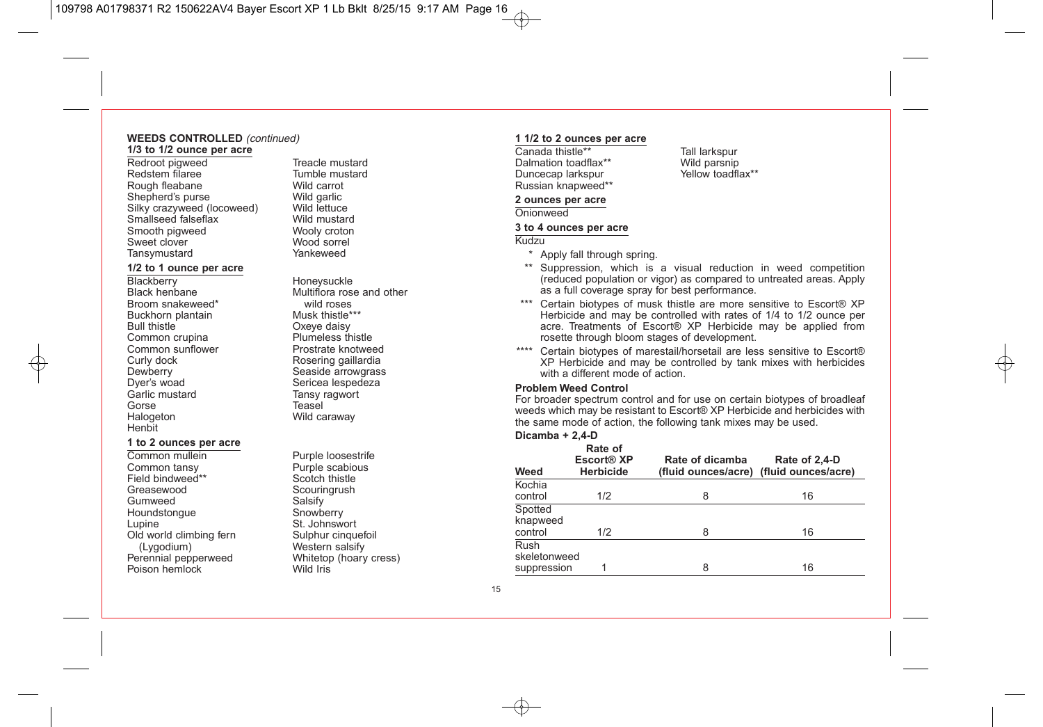**WEEDS CONTROLLED** *(continued)*

**1/3 to 1/2 ounce per acre**

Redroot pigweed
Redstem filaree
Rough fleabane
Shepherd's purse
Silky crazyweed (locoweed)
Smallseed falseflax
Smooth pigweed
Sweet clover
Tansymustard
Treacle mustard
Tumble mustard
Wild carrot
Wild garlic
Wild lettuce
Wild mustard
Wooly croton
Wood sorrel
Yankeweed

**1/2 to 1 ounce per acre**

Blackberry
Black henbane
Broom snakeweed*
Buckhorn plantain
Bull thistle
Common crupina
Common sunflower
Curly dock
Dewberry
Dyer's woad
Garlic mustard
Gorse
Halogeton
Henbit
Honeysuckle
Multiflora rose and other wild roses
Musk thistle***
Oxeye daisy
Plumeless thistle
Prostrate knotweed
Rosering gaillardia
Seaside arrowgrass
Sericea lespedeza
Tansy ragwort
Teasel
Wild caraway

**1 to 2 ounces per acre**

Common mullein
Common tansy
Field bindweed**
Greasewood
Gumweed
Houndstongue
Lupine
Old world climbing fern (Lygodium)
Perennial pepperweed
Poison hemlock
Purple loosestrife
Purple scabious
Scotch thistle
Scouringrush
Salsify
Snowberry
St. Johnswort
Sulphur cinquefoil
Western salsify
Whitetop (hoary cress)
Wild Iris

**1 1/2 to 2 ounces per acre**

Canada thistle**
Dalmation toadflax**
Duncecap larkspur
Russian knapweed**
Tall larkspur
Wild parsnip
Yellow toadflax**

**2 ounces per acre**

Onionweed

**3 to 4 ounces per acre**

Kudzu

\* Apply fall through spring.

\*\* Suppression, which is a visual reduction in weed competition (reduced population or vigor) as compared to untreated areas. Apply as a full coverage spray for best performance.

\*\*\* Certain biotypes of musk thistle are more sensitive to Escort® XP Herbicide and may be controlled with rates of 1/4 to 1/2 ounce per acre. Treatments of Escort® XP Herbicide may be applied from rosette through bloom stages of development.

\*\*\*\* Certain biotypes of marestail/horsetail are less sensitive to Escort® XP Herbicide and may be controlled by tank mixes with herbicides with a different mode of action.

**Problem Weed Control**

For broader spectrum control and for use on certain biotypes of broadleaf weeds which may be resistant to Escort® XP Herbicide and herbicides with the same mode of action, the following tank mixes may be used.

**Dicamba + 2,4-D**

| Weed | Rate of Escort® XP Herbicide | Rate of dicamba (fluid ounces/acre) | Rate of 2,4-D (fluid ounces/acre) |
|---|---|---|---|
| Kochia control | 1/2 | 8 | 16 |
| Spotted knapweed control | 1/2 | 8 | 16 |
| Rush skeletonweed suppression | 1 | 8 | 16 |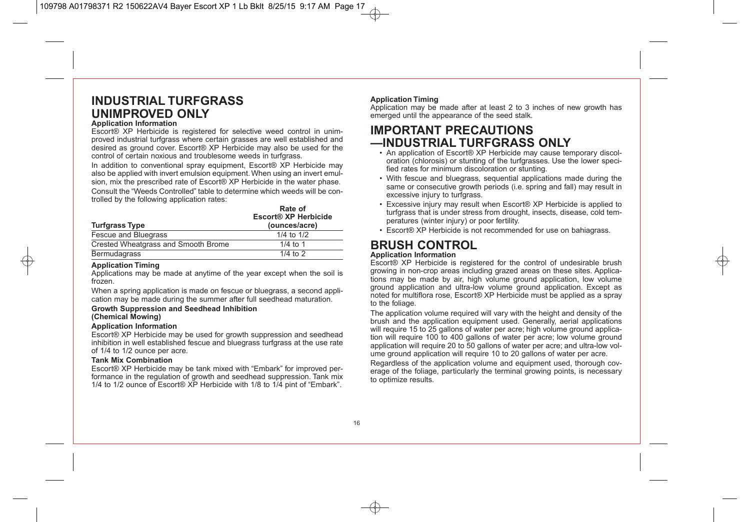# INDUSTRIAL TURFGRASS UNIMPROVED ONLY

### Application Information

Escort® XP Herbicide is registered for selective weed control in unimproved industrial turfgrass where certain grasses are well established and desired as ground cover. Escort® XP Herbicide may also be used for the control of certain noxious and troublesome weeds in turfgrass.

In addition to conventional spray equipment, Escort® XP Herbicide may also be applied with invert emulsion equipment. When using an invert emulsion, mix the prescribed rate of Escort® XP Herbicide in the water phase.

Consult the "Weeds Controlled" table to determine which weeds will be controlled by the following application rates:

| Turfgrass Type | Rate of Escort® XP Herbicide (ounces/acre) |
|---|---|
| Fescue and Bluegrass | 1/4 to 1/2 |
| Crested Wheatgrass and Smooth Brome | 1/4 to 1 |
| Bermudagrass | 1/4 to 2 |

### Application Timing

Applications may be made at anytime of the year except when the soil is frozen.

When a spring application is made on fescue or bluegrass, a second application may be made during the summer after full seedhead maturation.

### Growth Suppression and Seedhead Inhibition (Chemical Mowing)

### Application Information

Escort® XP Herbicide may be used for growth suppression and seedhead inhibition in well established fescue and bluegrass turfgrass at the use rate of 1/4 to 1/2 ounce per acre.

### Tank Mix Combination

Escort® XP Herbicide may be tank mixed with "Embark" for improved performance in the regulation of growth and seedhead suppression. Tank mix 1/4 to 1/2 ounce of Escort® XP Herbicide with 1/8 to 1/4 pint of "Embark".

### Application Timing

Application may be made after at least 2 to 3 inches of new growth has emerged until the appearance of the seed stalk.

# IMPORTANT PRECAUTIONS —INDUSTRIAL TURFGRASS ONLY

- An application of Escort® XP Herbicide may cause temporary discoloration (chlorosis) or stunting of the turfgrasses. Use the lower specified rates for minimum discoloration or stunting.
- With fescue and bluegrass, sequential applications made during the same or consecutive growth periods (i.e. spring and fall) may result in excessive injury to turfgrass.
- Excessive injury may result when Escort® XP Herbicide is applied to turfgrass that is under stress from drought, insects, disease, cold temperatures (winter injury) or poor fertility.
- Escort® XP Herbicide is not recommended for use on bahiagrass.

# BRUSH CONTROL

### Application Information

Escort® XP Herbicide is registered for the control of undesirable brush growing in non-crop areas including grazed areas on these sites. Applications may be made by air, high volume ground application, low volume ground application and ultra-low volume ground application. Except as noted for multiflora rose, Escort® XP Herbicide must be applied as a spray to the foliage.

The application volume required will vary with the height and density of the brush and the application equipment used. Generally, aerial applications will require 15 to 25 gallons of water per acre; high volume ground application will require 100 to 400 gallons of water per acre; low volume ground application will require 20 to 50 gallons of water per acre; and ultra-low volume ground application will require 10 to 20 gallons of water per acre.

Regardless of the application volume and equipment used, thorough coverage of the foliage, particularly the terminal growing points, is necessary to optimize results.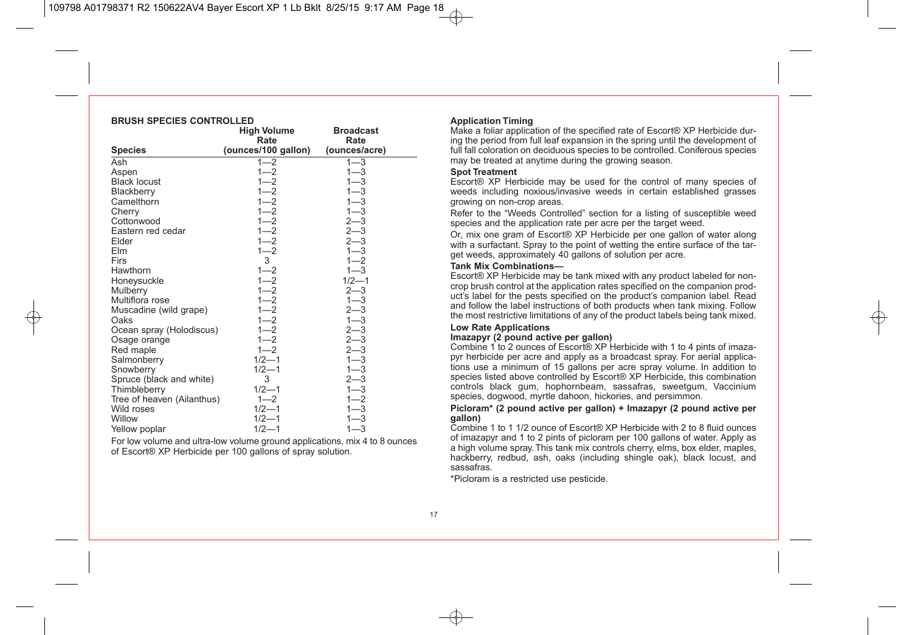### BRUSH SPECIES CONTROLLED

| Species | High Volume Rate (ounces/100 gallon) | Broadcast Rate (ounces/acre) |
|---|---|---|
| Ash | 1—2 | 1—3 |
| Aspen | 1—2 | 1—3 |
| Black locust | 1—2 | 1—3 |
| Blackberry | 1—2 | 1—3 |
| Camelthorn | 1—2 | 1—3 |
| Cherry | 1—2 | 1—3 |
| Cottonwood | 1—2 | 2—3 |
| Eastern red cedar | 1—2 | 2—3 |
| Elder | 1—2 | 2—3 |
| Elm | 1—2 | 1—3 |
| Firs | 3 | 1—2 |
| Hawthorn | 1—2 | 1—3 |
| Honeysuckle | 1—2 | 1/2—1 |
| Mulberry | 1—2 | 2—3 |
| Multiflora rose | 1—2 | 1—3 |
| Muscadine (wild grape) | 1—2 | 2—3 |
| Oaks | 1—2 | 1—3 |
| Ocean spray (Holodiscus) | 1—2 | 2—3 |
| Osage orange | 1—2 | 2—3 |
| Red maple | 1—2 | 2—3 |
| Salmonberry | 1/2—1 | 1—3 |
| Snowberry | 1/2—1 | 1—3 |
| Spruce (black and white) | 3 | 2—3 |
| Thimbleberry | 1/2—1 | 1—3 |
| Tree of heaven (Ailanthus) | 1—2 | 1—2 |
| Wild roses | 1/2—1 | 1—3 |
| Willow | 1/2—1 | 1—3 |
| Yellow poplar | 1/2—1 | 1—3 |

For low volume and ultra-low volume ground applications, mix 4 to 8 ounces of Escort® XP Herbicide per 100 gallons of spray solution.

**Application Timing**

Make a foliar application of the specified rate of Escort® XP Herbicide during the period from full leaf expansion in the spring until the development of full fall coloration on deciduous species to be controlled. Coniferous species may be treated at anytime during the growing season.

**Spot Treatment**

Escort® XP Herbicide may be used for the control of many species of weeds including noxious/invasive weeds in certain established grasses growing on non-crop areas.

Refer to the "Weeds Controlled" section for a listing of susceptible weed species and the application rate per acre per the target weed.

Or, mix one gram of Escort® XP Herbicide per one gallon of water along with a surfactant. Spray to the point of wetting the entire surface of the target weeds, approximately 40 gallons of solution per acre.

**Tank Mix Combinations—**

Escort® XP Herbicide may be tank mixed with any product labeled for non-crop brush control at the application rates specified on the companion product's label for the pests specified on the product's companion label. Read and follow the label instructions of both products when tank mixing. Follow the most restrictive limitations of any of the product labels being tank mixed.

**Low Rate Applications**

**Imazapyr (2 pound active per gallon)**

Combine 1 to 2 ounces of Escort® XP Herbicide with 1 to 4 pints of imazapyr herbicide per acre and apply as a broadcast spray. For aerial applications use a minimum of 15 gallons per acre spray volume. In addition to species listed above controlled by Escort® XP Herbicide, this combination controls black gum, hophornbeam, sassafras, sweetgum, Vaccinium species, dogwood, myrtle dahoon, hickories, and persimmon.

**Picloram* (2 pound active per gallon) + Imazapyr (2 pound active per gallon)**

Combine 1 to 1 1/2 ounce of Escort® XP Herbicide with 2 to 8 fluid ounces of imazapyr and 1 to 2 pints of picloram per 100 gallons of water. Apply as a high volume spray. This tank mix controls cherry, elms, box elder, maples, hackberry, redbud, ash, oaks (including shingle oak), black locust, and sassafras.

*Picloram is a restricted use pesticide.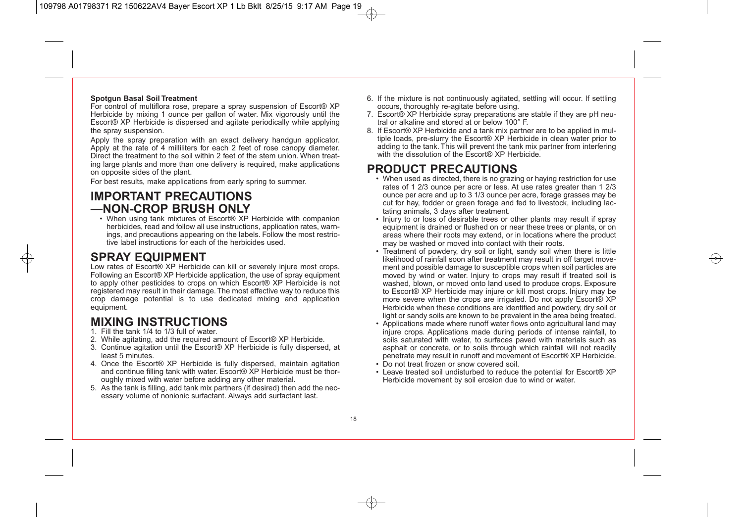**Spotgun Basal Soil Treatment**

For control of multiflora rose, prepare a spray suspension of Escort® XP Herbicide by mixing 1 ounce per gallon of water. Mix vigorously until the Escort® XP Herbicide is dispersed and agitate periodically while applying the spray suspension.

Apply the spray preparation with an exact delivery handgun applicator. Apply at the rate of 4 milliliters for each 2 feet of rose canopy diameter. Direct the treatment to the soil within 2 feet of the stem union. When treating large plants and more than one delivery is required, make applications on opposite sides of the plant.

For best results, make applications from early spring to summer.

## IMPORTANT PRECAUTIONS —NON-CROP BRUSH ONLY

- When using tank mixtures of Escort® XP Herbicide with companion herbicides, read and follow all use instructions, application rates, warnings, and precautions appearing on the labels. Follow the most restrictive label instructions for each of the herbicides used.

## SPRAY EQUIPMENT

Low rates of Escort® XP Herbicide can kill or severely injure most crops. Following an Escort® XP Herbicide application, the use of spray equipment to apply other pesticides to crops on which Escort® XP Herbicide is not registered may result in their damage. The most effective way to reduce this crop damage potential is to use dedicated mixing and application equipment.

## MIXING INSTRUCTIONS

1. Fill the tank 1/4 to 1/3 full of water.
2. While agitating, add the required amount of Escort® XP Herbicide.
3. Continue agitation until the Escort® XP Herbicide is fully dispersed, at least 5 minutes.
4. Once the Escort® XP Herbicide is fully dispersed, maintain agitation and continue filling tank with water. Escort® XP Herbicide must be thoroughly mixed with water before adding any other material.
5. As the tank is filling, add tank mix partners (if desired) then add the necessary volume of nonionic surfactant. Always add surfactant last.
6. If the mixture is not continuously agitated, settling will occur. If settling occurs, thoroughly re-agitate before using.
7. Escort® XP Herbicide spray preparations are stable if they are pH neutral or alkaline and stored at or below 100° F.
8. If Escort® XP Herbicide and a tank mix partner are to be applied in multiple loads, pre-slurry the Escort® XP Herbicide in clean water prior to adding to the tank. This will prevent the tank mix partner from interfering with the dissolution of the Escort® XP Herbicide.

## PRODUCT PRECAUTIONS

- When used as directed, there is no grazing or haying restriction for use rates of 1 2/3 ounce per acre or less. At use rates greater than 1 2/3 ounce per acre and up to 3 1/3 ounce per acre, forage grasses may be cut for hay, fodder or green forage and fed to livestock, including lactating animals, 3 days after treatment.
- Injury to or loss of desirable trees or other plants may result if spray equipment is drained or flushed on or near these trees or plants, or on areas where their roots may extend, or in locations where the product may be washed or moved into contact with their roots.
- Treatment of powdery, dry soil or light, sandy soil when there is little likelihood of rainfall soon after treatment may result in off target movement and possible damage to susceptible crops when soil particles are moved by wind or water. Injury to crops may result if treated soil is washed, blown, or moved onto land used to produce crops. Exposure to Escort® XP Herbicide may injure or kill most crops. Injury may be more severe when the crops are irrigated. Do not apply Escort® XP Herbicide when these conditions are identified and powdery, dry soil or light or sandy soils are known to be prevalent in the area being treated.
- Applications made where runoff water flows onto agricultural land may injure crops. Applications made during periods of intense rainfall, to soils saturated with water, to surfaces paved with materials such as asphalt or concrete, or to soils through which rainfall will not readily penetrate may result in runoff and movement of Escort® XP Herbicide.
- Do not treat frozen or snow covered soil.
- Leave treated soil undisturbed to reduce the potential for Escort® XP Herbicide movement by soil erosion due to wind or water.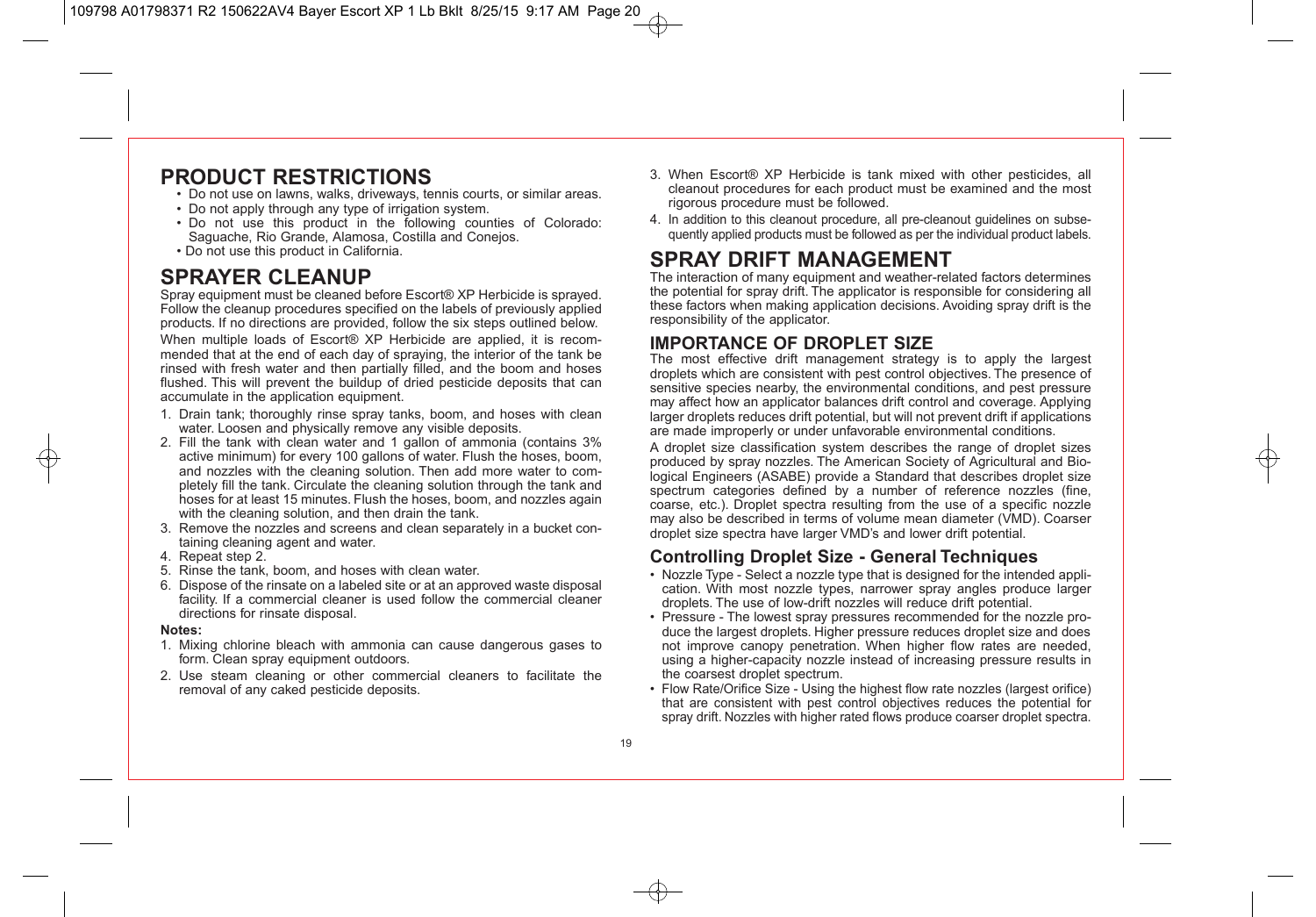# PRODUCT RESTRICTIONS

- Do not use on lawns, walks, driveways, tennis courts, or similar areas.
- Do not apply through any type of irrigation system.
- Do not use this product in the following counties of Colorado: Saguache, Rio Grande, Alamosa, Costilla and Conejos.
- Do not use this product in California.

# SPRAYER CLEANUP

Spray equipment must be cleaned before Escort® XP Herbicide is sprayed. Follow the cleanup procedures specified on the labels of previously applied products. If no directions are provided, follow the six steps outlined below.

When multiple loads of Escort® XP Herbicide are applied, it is recommended that at the end of each day of spraying, the interior of the tank be rinsed with fresh water and then partially filled, and the boom and hoses flushed. This will prevent the buildup of dried pesticide deposits that can accumulate in the application equipment.

1. Drain tank; thoroughly rinse spray tanks, boom, and hoses with clean water. Loosen and physically remove any visible deposits.
2. Fill the tank with clean water and 1 gallon of ammonia (contains 3% active minimum) for every 100 gallons of water. Flush the hoses, boom, and nozzles with the cleaning solution. Then add more water to completely fill the tank. Circulate the cleaning solution through the tank and hoses for at least 15 minutes. Flush the hoses, boom, and nozzles again with the cleaning solution, and then drain the tank.
3. Remove the nozzles and screens and clean separately in a bucket containing cleaning agent and water.
4. Repeat step 2.
5. Rinse the tank, boom, and hoses with clean water.
6. Dispose of the rinsate on a labeled site or at an approved waste disposal facility. If a commercial cleaner is used follow the commercial cleaner directions for rinsate disposal.

**Notes:**

1. Mixing chlorine bleach with ammonia can cause dangerous gases to form. Clean spray equipment outdoors.
2. Use steam cleaning or other commercial cleaners to facilitate the removal of any caked pesticide deposits.
3. When Escort® XP Herbicide is tank mixed with other pesticides, all cleanout procedures for each product must be examined and the most rigorous procedure must be followed.
4. In addition to this cleanout procedure, all pre-cleanout guidelines on subsequently applied products must be followed as per the individual product labels.

# SPRAY DRIFT MANAGEMENT

The interaction of many equipment and weather-related factors determines the potential for spray drift. The applicator is responsible for considering all these factors when making application decisions. Avoiding spray drift is the responsibility of the applicator.

## IMPORTANCE OF DROPLET SIZE

The most effective drift management strategy is to apply the largest droplets which are consistent with pest control objectives. The presence of sensitive species nearby, the environmental conditions, and pest pressure may affect how an applicator balances drift control and coverage. Applying larger droplets reduces drift potential, but will not prevent drift if applications are made improperly or under unfavorable environmental conditions.

A droplet size classification system describes the range of droplet sizes produced by spray nozzles. The American Society of Agricultural and Biological Engineers (ASABE) provide a Standard that describes droplet size spectrum categories defined by a number of reference nozzles (fine, coarse, etc.). Droplet spectra resulting from the use of a specific nozzle may also be described in terms of volume mean diameter (VMD). Coarser droplet size spectra have larger VMD's and lower drift potential.

### Controlling Droplet Size - General Techniques

- Nozzle Type - Select a nozzle type that is designed for the intended application. With most nozzle types, narrower spray angles produce larger droplets. The use of low-drift nozzles will reduce drift potential.
- Pressure - The lowest spray pressures recommended for the nozzle produce the largest droplets. Higher pressure reduces droplet size and does not improve canopy penetration. When higher flow rates are needed, using a higher-capacity nozzle instead of increasing pressure results in the coarsest droplet spectrum.
- Flow Rate/Orifice Size - Using the highest flow rate nozzles (largest orifice) that are consistent with pest control objectives reduces the potential for spray drift. Nozzles with higher rated flows produce coarser droplet spectra.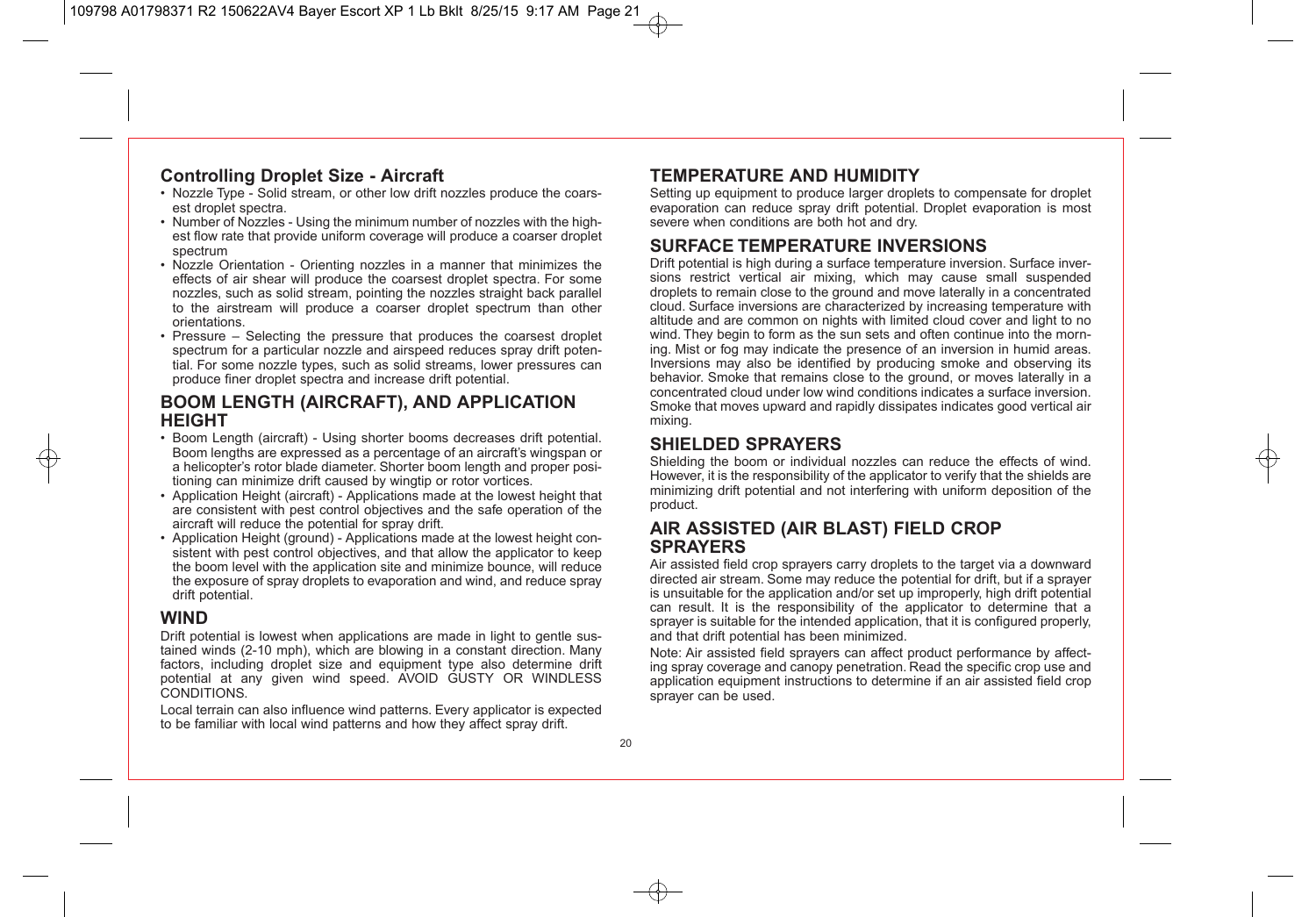### Controlling Droplet Size - Aircraft

- Nozzle Type - Solid stream, or other low drift nozzles produce the coarsest droplet spectra.
- Number of Nozzles - Using the minimum number of nozzles with the highest flow rate that provide uniform coverage will produce a coarser droplet spectrum
- Nozzle Orientation - Orienting nozzles in a manner that minimizes the effects of air shear will produce the coarsest droplet spectra. For some nozzles, such as solid stream, pointing the nozzles straight back parallel to the airstream will produce a coarser droplet spectrum than other orientations.
- Pressure – Selecting the pressure that produces the coarsest droplet spectrum for a particular nozzle and airspeed reduces spray drift potential. For some nozzle types, such as solid streams, lower pressures can produce finer droplet spectra and increase drift potential.

## BOOM LENGTH (AIRCRAFT), AND APPLICATION HEIGHT

- Boom Length (aircraft) - Using shorter booms decreases drift potential. Boom lengths are expressed as a percentage of an aircraft's wingspan or a helicopter's rotor blade diameter. Shorter boom length and proper positioning can minimize drift caused by wingtip or rotor vortices.
- Application Height (aircraft) - Applications made at the lowest height that are consistent with pest control objectives and the safe operation of the aircraft will reduce the potential for spray drift.
- Application Height (ground) - Applications made at the lowest height consistent with pest control objectives, and that allow the applicator to keep the boom level with the application site and minimize bounce, will reduce the exposure of spray droplets to evaporation and wind, and reduce spray drift potential.

## WIND

Drift potential is lowest when applications are made in light to gentle sustained winds (2-10 mph), which are blowing in a constant direction. Many factors, including droplet size and equipment type also determine drift potential at any given wind speed. AVOID GUSTY OR WINDLESS CONDITIONS.

Local terrain can also influence wind patterns. Every applicator is expected to be familiar with local wind patterns and how they affect spray drift.

## TEMPERATURE AND HUMIDITY

Setting up equipment to produce larger droplets to compensate for droplet evaporation can reduce spray drift potential. Droplet evaporation is most severe when conditions are both hot and dry.

## SURFACE TEMPERATURE INVERSIONS

Drift potential is high during a surface temperature inversion. Surface inversions restrict vertical air mixing, which may cause small suspended droplets to remain close to the ground and move laterally in a concentrated cloud. Surface inversions are characterized by increasing temperature with altitude and are common on nights with limited cloud cover and light to no wind. They begin to form as the sun sets and often continue into the morning. Mist or fog may indicate the presence of an inversion in humid areas. Inversions may also be identified by producing smoke and observing its behavior. Smoke that remains close to the ground, or moves laterally in a concentrated cloud under low wind conditions indicates a surface inversion. Smoke that moves upward and rapidly dissipates indicates good vertical air mixing.

## SHIELDED SPRAYERS

Shielding the boom or individual nozzles can reduce the effects of wind. However, it is the responsibility of the applicator to verify that the shields are minimizing drift potential and not interfering with uniform deposition of the product.

## AIR ASSISTED (AIR BLAST) FIELD CROP SPRAYERS

Air assisted field crop sprayers carry droplets to the target via a downward directed air stream. Some may reduce the potential for drift, but if a sprayer is unsuitable for the application and/or set up improperly, high drift potential can result. It is the responsibility of the applicator to determine that a sprayer is suitable for the intended application, that it is configured properly, and that drift potential has been minimized.

Note: Air assisted field sprayers can affect product performance by affecting spray coverage and canopy penetration. Read the specific crop use and application equipment instructions to determine if an air assisted field crop sprayer can be used.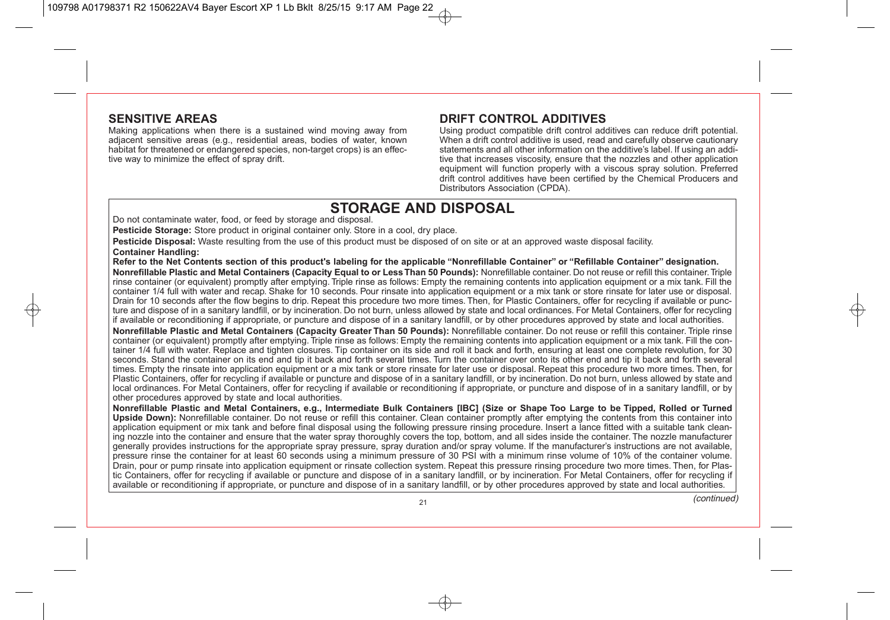## SENSITIVE AREAS

Making applications when there is a sustained wind moving away from adjacent sensitive areas (e.g., residential areas, bodies of water, known habitat for threatened or endangered species, non-target crops) is an effective way to minimize the effect of spray drift.

## DRIFT CONTROL ADDITIVES

Using product compatible drift control additives can reduce drift potential. When a drift control additive is used, read and carefully observe cautionary statements and all other information on the additive's label. If using an additive that increases viscosity, ensure that the nozzles and other application equipment will function properly with a viscous spray solution. Preferred drift control additives have been certified by the Chemical Producers and Distributors Association (CPDA).

# STORAGE AND DISPOSAL

Do not contaminate water, food, or feed by storage and disposal.

**Pesticide Storage:** Store product in original container only. Store in a cool, dry place.

**Pesticide Disposal:** Waste resulting from the use of this product must be disposed of on site or at an approved waste disposal facility.

**Container Handling:**

**Refer to the Net Contents section of this product's labeling for the applicable "Nonrefillable Container" or "Refillable Container" designation.**

**Nonrefillable Plastic and Metal Containers (Capacity Equal to or Less Than 50 Pounds):** Nonrefillable container. Do not reuse or refill this container. Triple rinse container (or equivalent) promptly after emptying. Triple rinse as follows: Empty the remaining contents into application equipment or a mix tank. Fill the container 1/4 full with water and recap. Shake for 10 seconds. Pour rinsate into application equipment or a mix tank or store rinsate for later use or disposal. Drain for 10 seconds after the flow begins to drip. Repeat this procedure two more times. Then, for Plastic Containers, offer for recycling if available or puncture and dispose of in a sanitary landfill, or by incineration. Do not burn, unless allowed by state and local ordinances. For Metal Containers, offer for recycling if available or reconditioning if appropriate, or puncture and dispose of in a sanitary landfill, or by other procedures approved by state and local authorities.

**Nonrefillable Plastic and Metal Containers (Capacity Greater Than 50 Pounds):** Nonrefillable container. Do not reuse or refill this container. Triple rinse container (or equivalent) promptly after emptying. Triple rinse as follows: Empty the remaining contents into application equipment or a mix tank. Fill the container 1/4 full with water. Replace and tighten closures. Tip container on its side and roll it back and forth, ensuring at least one complete revolution, for 30 seconds. Stand the container on its end and tip it back and forth several times. Turn the container over onto its other end and tip it back and forth several times. Empty the rinsate into application equipment or a mix tank or store rinsate for later use or disposal. Repeat this procedure two more times. Then, for Plastic Containers, offer for recycling if available or puncture and dispose of in a sanitary landfill, or by incineration. Do not burn, unless allowed by state and local ordinances. For Metal Containers, offer for recycling if available or reconditioning if appropriate, or puncture and dispose of in a sanitary landfill, or by other procedures approved by state and local authorities.

**Nonrefillable Plastic and Metal Containers, e.g., Intermediate Bulk Containers [IBC] (Size or Shape Too Large to be Tipped, Rolled or Turned Upside Down):** Nonrefillable container. Do not reuse or refill this container. Clean container promptly after emptying the contents from this container into application equipment or mix tank and before final disposal using the following pressure rinsing procedure. Insert a lance fitted with a suitable tank cleaning nozzle into the container and ensure that the water spray thoroughly covers the top, bottom, and all sides inside the container. The nozzle manufacturer generally provides instructions for the appropriate spray pressure, spray duration and/or spray volume. If the manufacturer's instructions are not available, pressure rinse the container for at least 60 seconds using a minimum pressure of 30 PSI with a minimum rinse volume of 10% of the container volume. Drain, pour or pump rinsate into application equipment or rinsate collection system. Repeat this pressure rinsing procedure two more times. Then, for Plastic Containers, offer for recycling if available or puncture and dispose of in a sanitary landfill, or by incineration. For Metal Containers, offer for recycling if available or reconditioning if appropriate, or puncture and dispose of in a sanitary landfill, or by other procedures approved by state and local authorities.

*(continued)*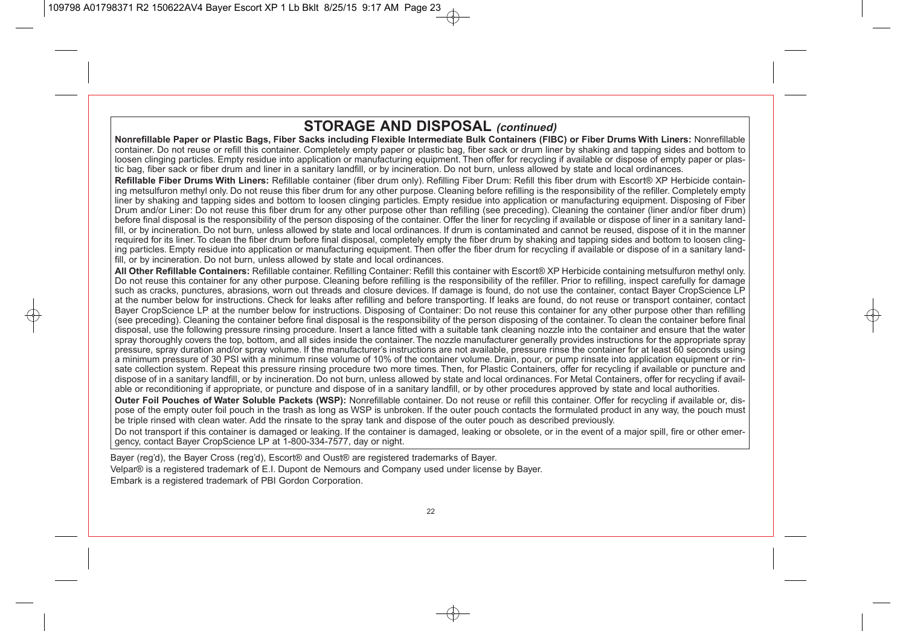## STORAGE AND DISPOSAL *(continued)*

**Nonrefillable Paper or Plastic Bags, Fiber Sacks including Flexible Intermediate Bulk Containers (FIBC) or Fiber Drums With Liners:** Nonrefillable container. Do not reuse or refill this container. Completely empty paper or plastic bag, fiber sack or drum liner by shaking and tapping sides and bottom to loosen clinging particles. Empty residue into application or manufacturing equipment. Then offer for recycling if available or dispose of empty paper or plastic bag, fiber sack or fiber drum and liner in a sanitary landfill, or by incineration. Do not burn, unless allowed by state and local ordinances.

**Refillable Fiber Drums With Liners:** Refillable container (fiber drum only). Refilling Fiber Drum: Refill this fiber drum with Escort® XP Herbicide containing metsulfuron methyl only. Do not reuse this fiber drum for any other purpose. Cleaning before refilling is the responsibility of the refiller. Completely empty liner by shaking and tapping sides and bottom to loosen clinging particles. Empty residue into application or manufacturing equipment. Disposing of Fiber Drum and/or Liner: Do not reuse this fiber drum for any other purpose other than refilling (see preceding). Cleaning the container (liner and/or fiber drum) before final disposal is the responsibility of the person disposing of the container. Offer the liner for recycling if available or dispose of liner in a sanitary landfill, or by incineration. Do not burn, unless allowed by state and local ordinances. If drum is contaminated and cannot be reused, dispose of it in the manner required for its liner. To clean the fiber drum before final disposal, completely empty the fiber drum by shaking and tapping sides and bottom to loosen clinging particles. Empty residue into application or manufacturing equipment. Then offer the fiber drum for recycling if available or dispose of in a sanitary landfill, or by incineration. Do not burn, unless allowed by state and local ordinances.

**All Other Refillable Containers:** Refillable container. Refilling Container: Refill this container with Escort® XP Herbicide containing metsulfuron methyl only. Do not reuse this container for any other purpose. Cleaning before refilling is the responsibility of the refiller. Prior to refilling, inspect carefully for damage such as cracks, punctures, abrasions, worn out threads and closure devices. If damage is found, do not use the container, contact Bayer CropScience LP at the number below for instructions. Check for leaks after refilling and before transporting. If leaks are found, do not reuse or transport container, contact Bayer CropScience LP at the number below for instructions. Disposing of Container: Do not reuse this container for any other purpose other than refilling (see preceding). Cleaning the container before final disposal is the responsibility of the person disposing of the container. To clean the container before final disposal, use the following pressure rinsing procedure. Insert a lance fitted with a suitable tank cleaning nozzle into the container and ensure that the water spray thoroughly covers the top, bottom, and all sides inside the container. The nozzle manufacturer generally provides instructions for the appropriate spray pressure, spray duration and/or spray volume. If the manufacturer's instructions are not available, pressure rinse the container for at least 60 seconds using a minimum pressure of 30 PSI with a minimum rinse volume of 10% of the container volume. Drain, pour, or pump rinsate into application equipment or rinsate collection system. Repeat this pressure rinsing procedure two more times. Then, for Plastic Containers, offer for recycling if available or puncture and dispose of in a sanitary landfill, or by incineration. Do not burn, unless allowed by state and local ordinances. For Metal Containers, offer for recycling if available or reconditioning if appropriate, or puncture and dispose of in a sanitary landfill, or by other procedures approved by state and local authorities.

**Outer Foil Pouches of Water Soluble Packets (WSP):** Nonrefillable container. Do not reuse or refill this container. Offer for recycling if available or, dispose of the empty outer foil pouch in the trash as long as WSP is unbroken. If the outer pouch contacts the formulated product in any way, the pouch must be triple rinsed with clean water. Add the rinsate to the spray tank and dispose of the outer pouch as described previously.

Do not transport if this container is damaged or leaking. If the container is damaged, leaking or obsolete, or in the event of a major spill, fire or other emergency, contact Bayer CropScience LP at 1-800-334-7577, day or night.

Bayer (reg'd), the Bayer Cross (reg'd), Escort® and Oust® are registered trademarks of Bayer.

Velpar® is a registered trademark of E.I. Dupont de Nemours and Company used under license by Bayer.

Embark is a registered trademark of PBI Gordon Corporation.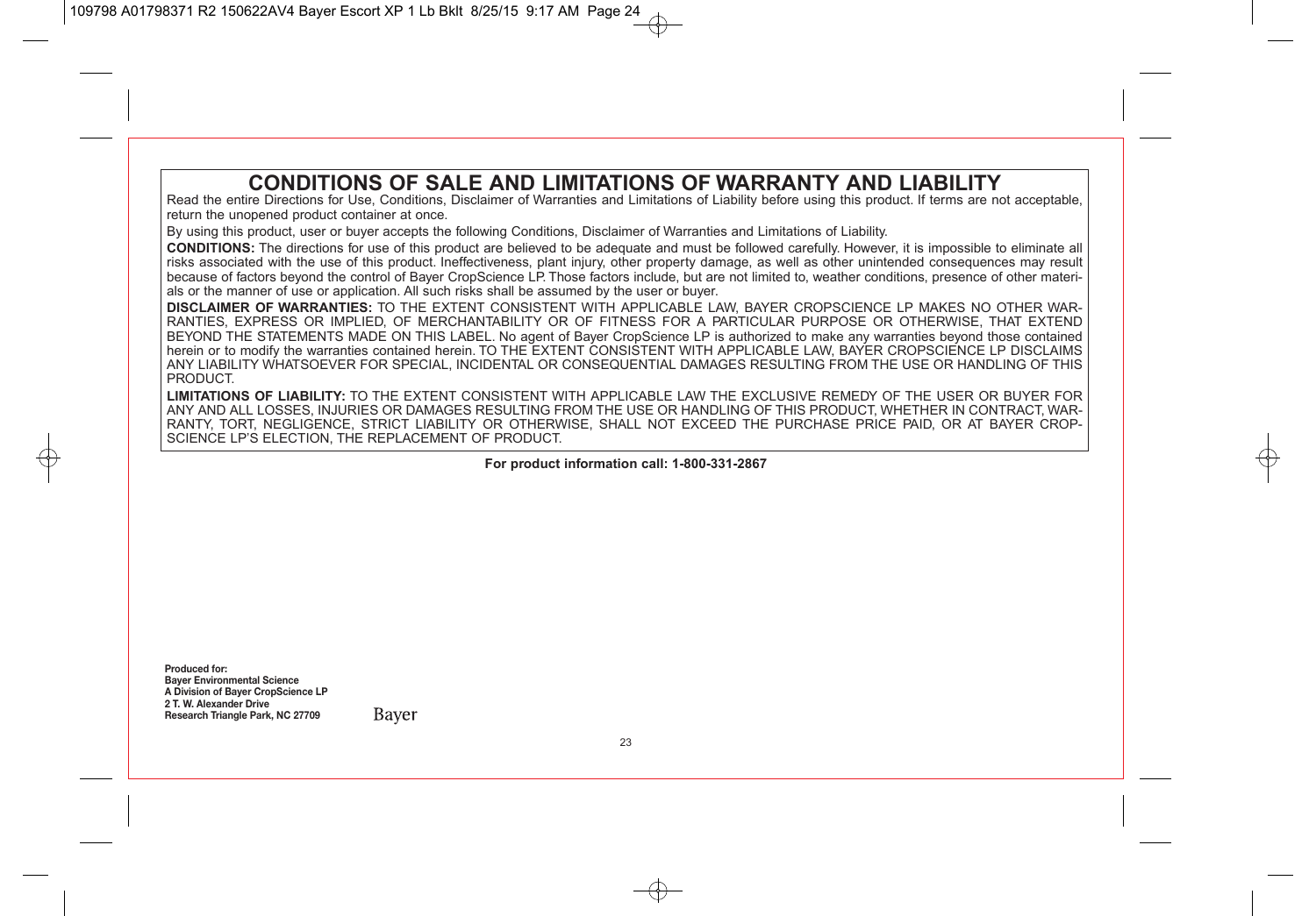# CONDITIONS OF SALE AND LIMITATIONS OF WARRANTY AND LIABILITY

Read the entire Directions for Use, Conditions, Disclaimer of Warranties and Limitations of Liability before using this product. If terms are not acceptable, return the unopened product container at once.

By using this product, user or buyer accepts the following Conditions, Disclaimer of Warranties and Limitations of Liability.

**CONDITIONS:** The directions for use of this product are believed to be adequate and must be followed carefully. However, it is impossible to eliminate all risks associated with the use of this product. Ineffectiveness, plant injury, other property damage, as well as other unintended consequences may result because of factors beyond the control of Bayer CropScience LP. Those factors include, but are not limited to, weather conditions, presence of other materials or the manner of use or application. All such risks shall be assumed by the user or buyer.

**DISCLAIMER OF WARRANTIES:** TO THE EXTENT CONSISTENT WITH APPLICABLE LAW, BAYER CROPSCIENCE LP MAKES NO OTHER WARRANTIES, EXPRESS OR IMPLIED, OF MERCHANTABILITY OR OF FITNESS FOR A PARTICULAR PURPOSE OR OTHERWISE, THAT EXTEND BEYOND THE STATEMENTS MADE ON THIS LABEL. No agent of Bayer CropScience LP is authorized to make any warranties beyond those contained herein or to modify the warranties contained herein. TO THE EXTENT CONSISTENT WITH APPLICABLE LAW, BAYER CROPSCIENCE LP DISCLAIMS ANY LIABILITY WHATSOEVER FOR SPECIAL, INCIDENTAL OR CONSEQUENTIAL DAMAGES RESULTING FROM THE USE OR HANDLING OF THIS PRODUCT.

**LIMITATIONS OF LIABILITY:** TO THE EXTENT CONSISTENT WITH APPLICABLE LAW THE EXCLUSIVE REMEDY OF THE USER OR BUYER FOR ANY AND ALL LOSSES, INJURIES OR DAMAGES RESULTING FROM THE USE OR HANDLING OF THIS PRODUCT, WHETHER IN CONTRACT, WARRANTY, TORT, NEGLIGENCE, STRICT LIABILITY OR OTHERWISE, SHALL NOT EXCEED THE PURCHASE PRICE PAID, OR AT BAYER CROPSCIENCE LP'S ELECTION, THE REPLACEMENT OF PRODUCT.

**For product information call: 1-800-331-2867**

**Produced for:**
**Bayer Environmental Science**
**A Division of Bayer CropScience LP**
**2 T. W. Alexander Drive**
**Research Triangle Park, NC 27709**

Bayer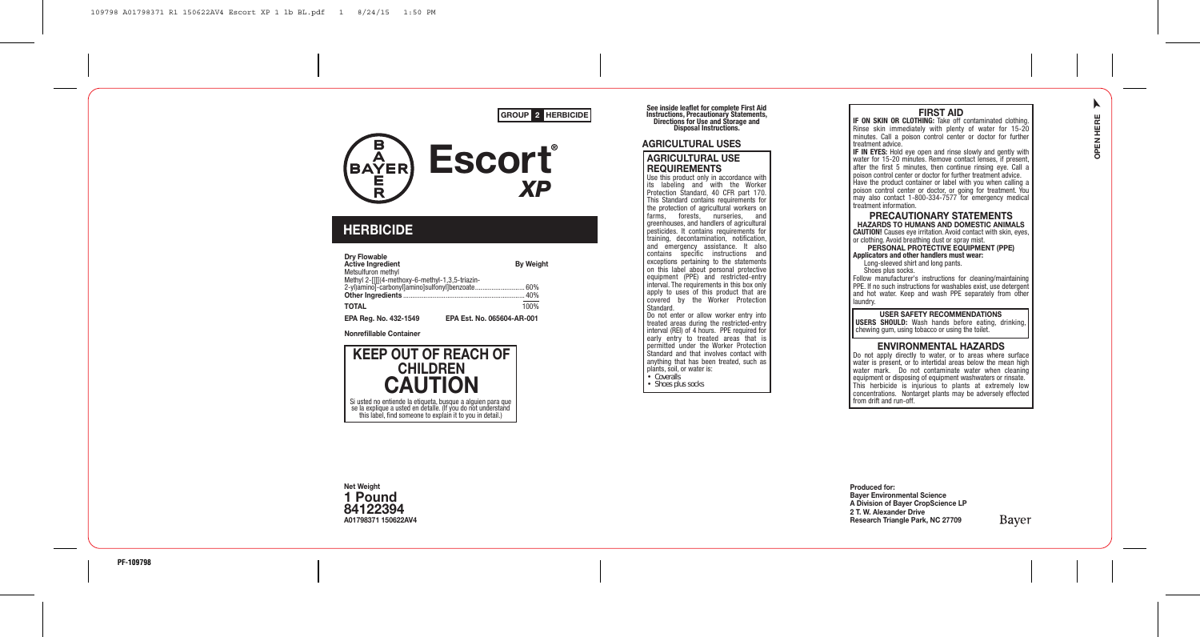GROUP 2 HERBICIDE

# Escort® XP

## HERBICIDE

**Dry Flowable**

| **Active Ingredient** | **By Weight** |
|---|---|
| Metsulfuron methyl | |
| Methyl 2-[[[[(4-methoxy-6-methyl-1,3,5-triazin-2-yl)amino]-carbonyl]amino]sulfonyl]benzoate | 60% |
| **Other Ingredients** | 40% |
| **TOTAL** | 100% |

**EPA Reg. No. 432-1549** **EPA Est. No. 065604-AR-001**

**Nonrefillable Container**

## KEEP OUT OF REACH OF CHILDREN
## CAUTION

Si usted no entiende la etiqueta, busque a alguien para que se la explique a usted en detalle. (If you do not understand this label, find someone to explain it to you in detail.)

**Net Weight**
**1 Pound**
**84122394**
**A01798371 150622AV4**

**See inside leaflet for complete First Aid Instructions, Precautionary Statements, Directions for Use and Storage and Disposal Instructions.**

## AGRICULTURAL USES

### AGRICULTURAL USE REQUIREMENTS

Use this product only in accordance with its labeling and with the Worker Protection Standard, 40 CFR part 170. This Standard contains requirements for the protection of agricultural workers on farms, forests, nurseries, and greenhouses, and handlers of agricultural pesticides. It contains requirements for training, decontamination, notification, and emergency assistance. It also contains specific instructions and exceptions pertaining to the statements on this label about personal protective equipment (PPE) and restricted-entry interval. The requirements in this box only apply to uses of this product that are covered by the Worker Protection Standard.

Do not enter or allow worker entry into treated areas during the restricted-entry interval (REI) of 4 hours. PPE required for early entry to treated areas that is permitted under the Worker Protection Standard and that involves contact with anything that has been treated, such as plants, soil, or water is:

- Coveralls
- Shoes plus socks

### FIRST AID

**IF ON SKIN OR CLOTHING:** Take off contaminated clothing. Rinse skin immediately with plenty of water for 15-20 minutes. Call a poison control center or doctor for further treatment advice.

**IF IN EYES:** Hold eye open and rinse slowly and gently with water for 15-20 minutes. Remove contact lenses, if present, after the first 5 minutes, then continue rinsing eye. Call a poison control center or doctor for further treatment advice.

Have the product container or label with you when calling a poison control center or doctor, or going for treatment. You may also contact 1-800-334-7577 for emergency medical treatment information.

### PRECAUTIONARY STATEMENTS

**HAZARDS TO HUMANS AND DOMESTIC ANIMALS**

**CAUTION!** Causes eye irritation. Avoid contact with skin, eyes, or clothing. Avoid breathing dust or spray mist.

**PERSONAL PROTECTIVE EQUIPMENT (PPE)**

**Applicators and other handlers must wear:**

Long-sleeved shirt and long pants.
Shoes plus socks.

Follow manufacturer's instructions for cleaning/maintaining PPE. If no such instructions for washables exist, use detergent and hot water. Keep and wash PPE separately from other laundry.

**USER SAFETY RECOMMENDATIONS**

**USERS SHOULD:** Wash hands before eating, drinking, chewing gum, using tobacco or using the toilet.

### ENVIRONMENTAL HAZARDS

Do not apply directly to water, or to areas where surface water is present, or to intertidal areas below the mean high water mark. Do not contaminate water when cleaning equipment or disposing of equipment washwaters or rinsate. This herbicide is injurious to plants at extremely low concentrations. Nontarget plants may be adversely effected from drift and run-off.

**Produced for:**
**Bayer Environmental Science**
**A Division of Bayer CropScience LP**
**2 T. W. Alexander Drive**
**Research Triangle Park, NC 27709**

Bayer

OPEN HERE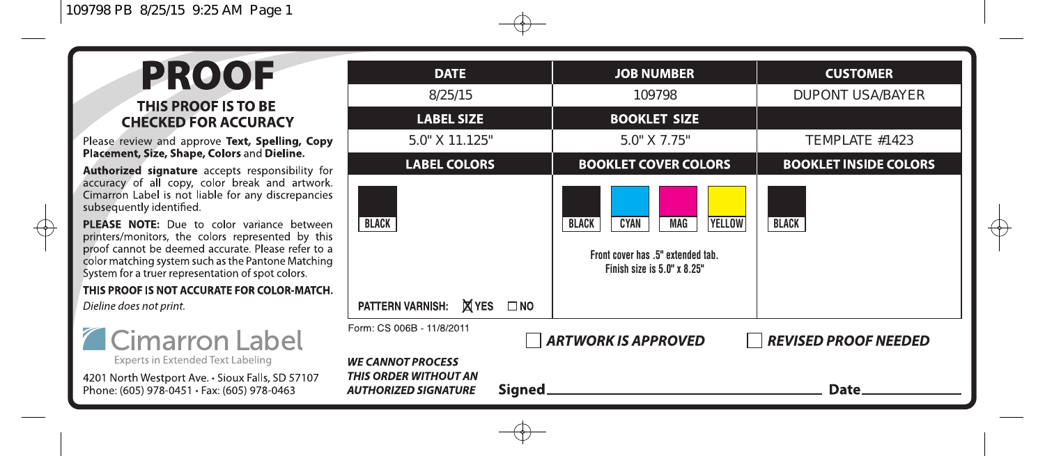# PROOF

## THIS PROOF IS TO BE CHECKED FOR ACCURACY

Please review and approve **Text, Spelling, Copy Placement, Size, Shape, Colors** and **Dieline.**

**Authorized signature** accepts responsibility for accuracy of all copy, color break and artwork. Cimarron Label is not liable for any discrepancies subsequently identified.

**PLEASE NOTE:** Due to color variance between printers/monitors, the colors represented by this proof cannot be deemed accurate. Please refer to a color matching system such as the Pantone Matching System for a truer representation of spot colors.

**THIS PROOF IS NOT ACCURATE FOR COLOR-MATCH.**

*Dieline does not print.*

Cimarron Label
Experts in Extended Text Labeling

4201 North Westport Ave. • Sioux Falls, SD 57107
Phone: (605) 978-0451 • Fax: (605) 978-0463

| DATE | JOB NUMBER | CUSTOMER |
|---|---|---|
| 8/25/15 | 109798 | DUPONT USA/BAYER |
| **LABEL SIZE** | **BOOKLET SIZE** | |
| 5.0" X 11.125" | 5.0" X 7.75" | TEMPLATE #1423 |
| **LABEL COLORS** | **BOOKLET COVER COLORS** | **BOOKLET INSIDE COLORS** |
| BLACK | BLACK, CYAN, MAG, YELLOW<br>Front cover has .5" extended tab.<br>Finish size is 5.0" x 8.25" | BLACK |
| PATTERN VARNISH: ☒ YES ☐ NO | | |

Form: CS 006B - 11/8/2011

☐ ***ARTWORK IS APPROVED*** ☐ ***REVISED PROOF NEEDED***

***WE CANNOT PROCESS THIS ORDER WITHOUT AN AUTHORIZED SIGNATURE***

**Signed**\_\_\_\_\_\_\_\_\_\_\_\_\_\_\_\_\_\_\_\_ **Date**\_\_\_\_\_\_\_\_\_\_